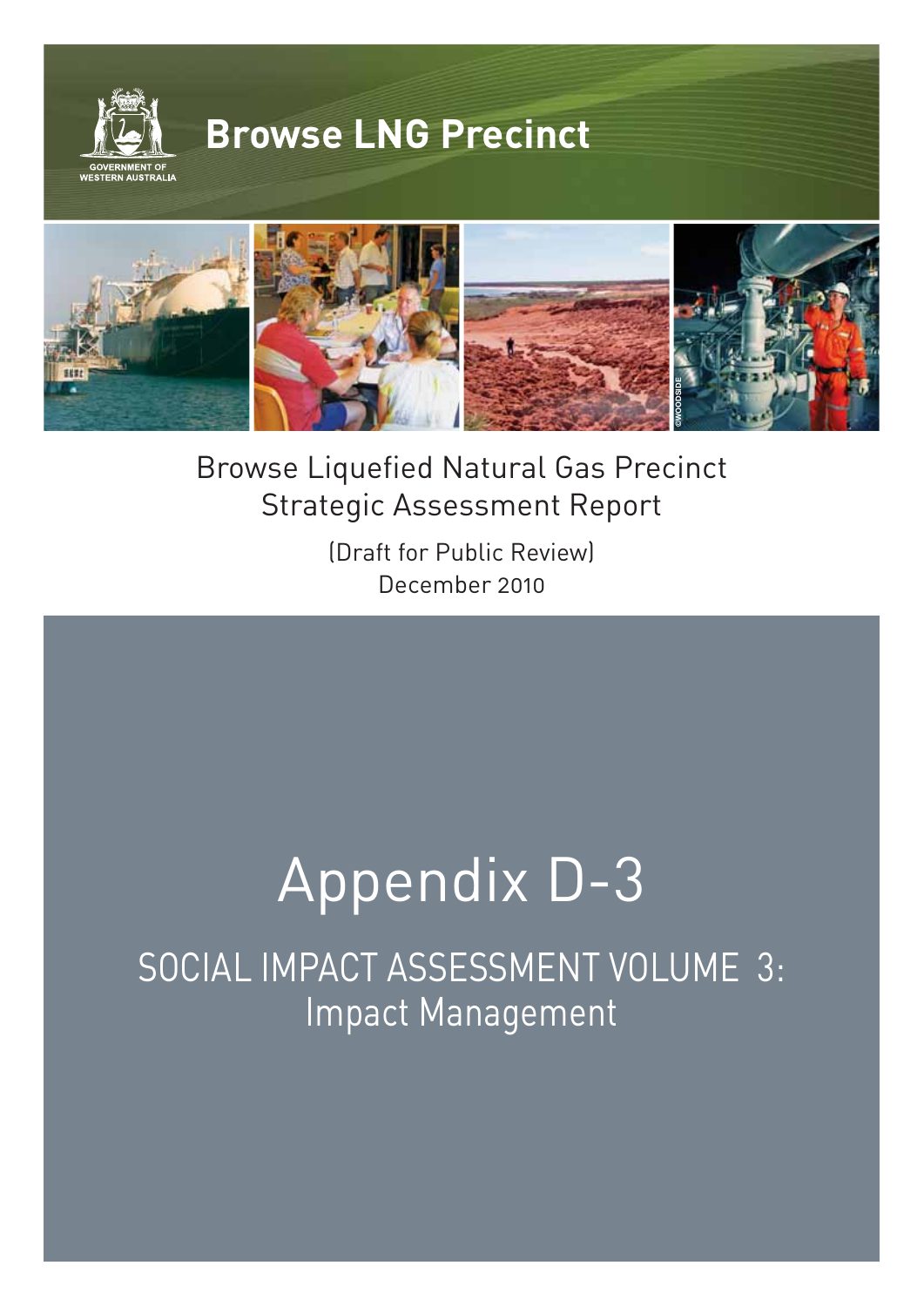GOVERNMENT OF WESTERN AUSTRALIA

# Browse LNG Precinct

©WOODSIDE

Browse Liquefied Natural Gas Precinct
Strategic Assessment Report

(Draft for Public Review)
December 2010

# Appendix D-3

## SOCIAL IMPACT ASSESSMENT VOLUME 3: Impact Management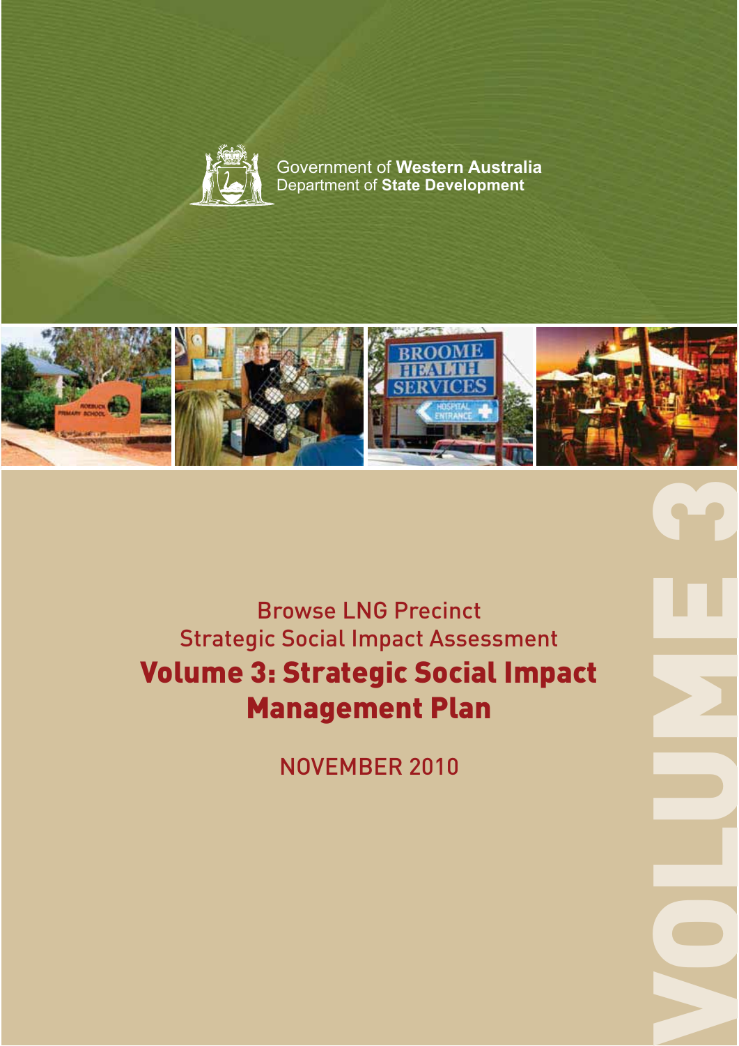Government of **Western Australia**
Department of **State Development**

Browse LNG Precinct

Strategic Social Impact Assessment

# Volume 3: Strategic Social Impact Management Plan

NOVEMBER 2010

VOLUME 3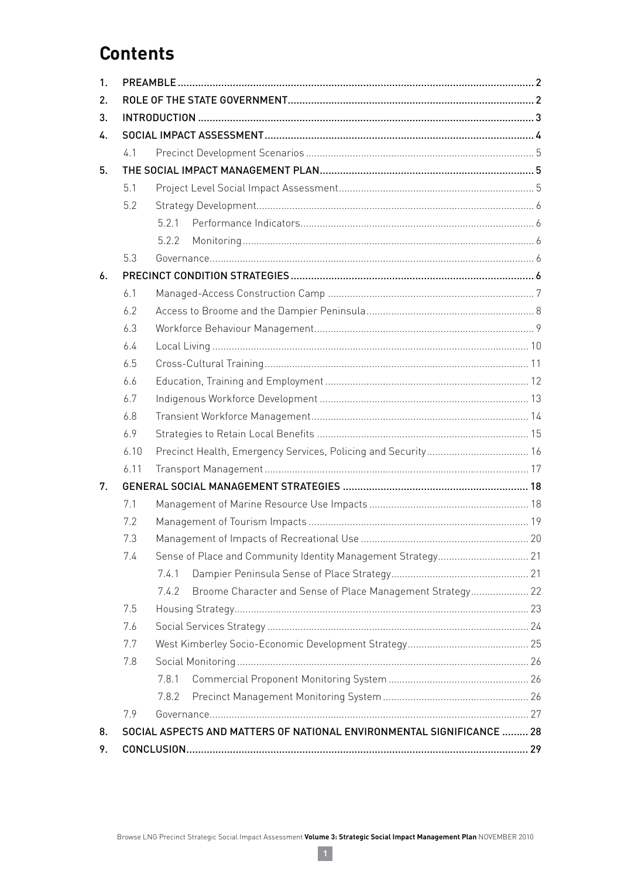# Contents

1. PREAMBLE ..... 2
2. ROLE OF THE STATE GOVERNMENT ..... 2
3. INTRODUCTION ..... 3
4. SOCIAL IMPACT ASSESSMENT ..... 4
   - 4.1 Precinct Development Scenarios ..... 5
5. THE SOCIAL IMPACT MANAGEMENT PLAN ..... 5
   - 5.1 Project Level Social Impact Assessment ..... 5
   - 5.2 Strategy Development ..... 6
     - 5.2.1 Performance Indicators ..... 6
     - 5.2.2 Monitoring ..... 6
   - 5.3 Governance ..... 6
6. PRECINCT CONDITION STRATEGIES ..... 6
   - 6.1 Managed-Access Construction Camp ..... 7
   - 6.2 Access to Broome and the Dampier Peninsula ..... 8
   - 6.3 Workforce Behaviour Management ..... 9
   - 6.4 Local Living ..... 10
   - 6.5 Cross-Cultural Training ..... 11
   - 6.6 Education, Training and Employment ..... 12
   - 6.7 Indigenous Workforce Development ..... 13
   - 6.8 Transient Workforce Management ..... 14
   - 6.9 Strategies to Retain Local Benefits ..... 15
   - 6.10 Precinct Health, Emergency Services, Policing and Security ..... 16
   - 6.11 Transport Management ..... 17
7. GENERAL SOCIAL MANAGEMENT STRATEGIES ..... 18
   - 7.1 Management of Marine Resource Use Impacts ..... 18
   - 7.2 Management of Tourism Impacts ..... 19
   - 7.3 Management of Impacts of Recreational Use ..... 20
   - 7.4 Sense of Place and Community Identity Management Strategy ..... 21
     - 7.4.1 Dampier Peninsula Sense of Place Strategy ..... 21
     - 7.4.2 Broome Character and Sense of Place Management Strategy ..... 22
   - 7.5 Housing Strategy ..... 23
   - 7.6 Social Services Strategy ..... 24
   - 7.7 West Kimberley Socio-Economic Development Strategy ..... 25
   - 7.8 Social Monitoring ..... 26
     - 7.8.1 Commercial Proponent Monitoring System ..... 26
     - 7.8.2 Precinct Management Monitoring System ..... 26
   - 7.9 Governance ..... 27
8. SOCIAL ASPECTS AND MATTERS OF NATIONAL ENVIRONMENTAL SIGNIFICANCE ..... 28
9. CONCLUSION ..... 29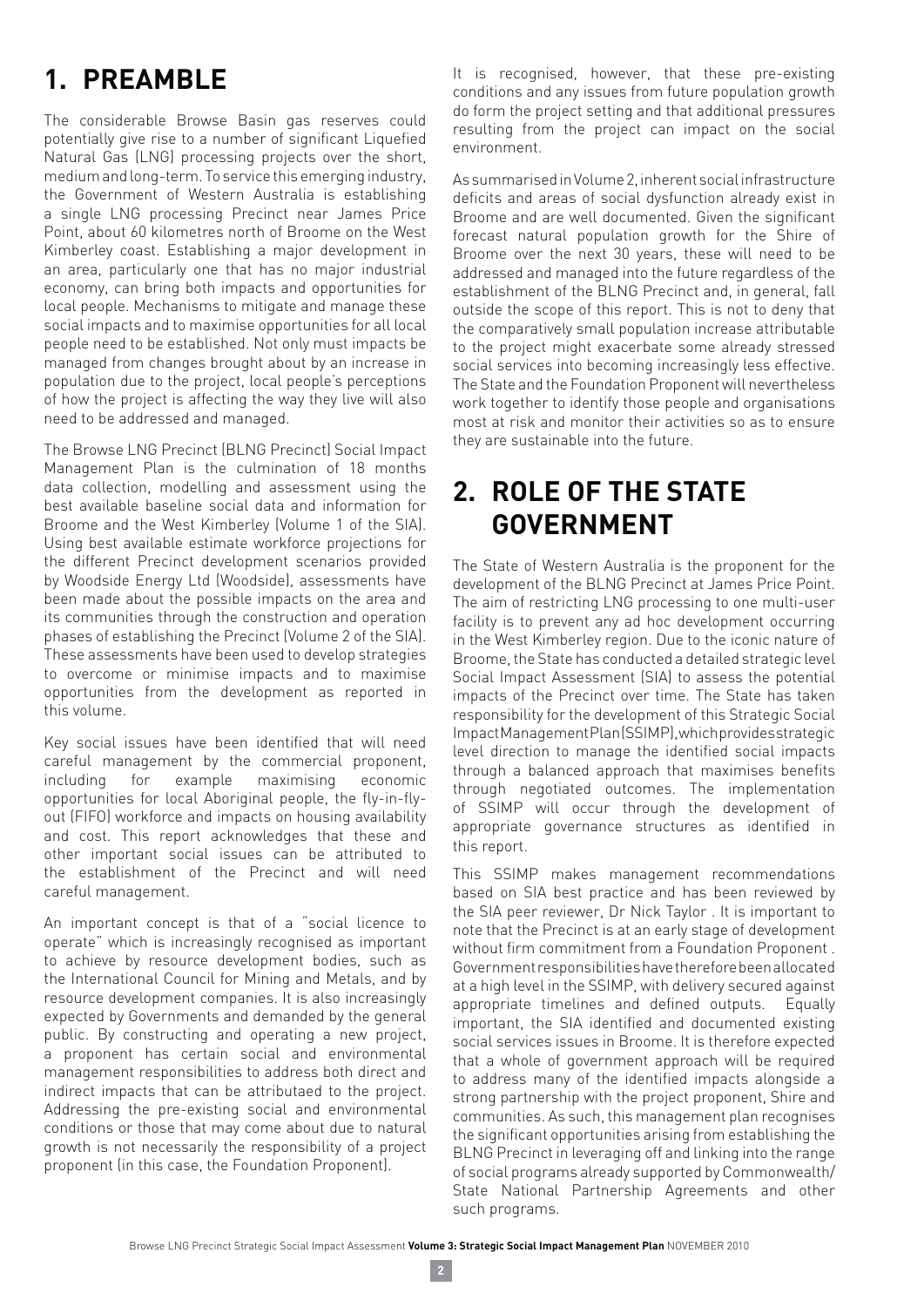# 1. PREAMBLE

The considerable Browse Basin gas reserves could potentially give rise to a number of significant Liquefied Natural Gas (LNG) processing projects over the short, medium and long-term. To service this emerging industry, the Government of Western Australia is establishing a single LNG processing Precinct near James Price Point, about 60 kilometres north of Broome on the West Kimberley coast. Establishing a major development in an area, particularly one that has no major industrial economy, can bring both impacts and opportunities for local people. Mechanisms to mitigate and manage these social impacts and to maximise opportunities for all local people need to be established. Not only must impacts be managed from changes brought about by an increase in population due to the project, local people's perceptions of how the project is affecting the way they live will also need to be addressed and managed.

The Browse LNG Precinct (BLNG Precinct) Social Impact Management Plan is the culmination of 18 months data collection, modelling and assessment using the best available baseline social data and information for Broome and the West Kimberley (Volume 1 of the SIA). Using best available estimate workforce projections for the different Precinct development scenarios provided by Woodside Energy Ltd (Woodside), assessments have been made about the possible impacts on the area and its communities through the construction and operation phases of establishing the Precinct (Volume 2 of the SIA). These assessments have been used to develop strategies to overcome or minimise impacts and to maximise opportunities from the development as reported in this volume.

Key social issues have been identified that will need careful management by the commercial proponent, including for example maximising economic opportunities for local Aboriginal people, the fly-in-fly-out (FIFO) workforce and impacts on housing availability and cost. This report acknowledges that these and other important social issues can be attributed to the establishment of the Precinct and will need careful management.

An important concept is that of a "social licence to operate" which is increasingly recognised as important to achieve by resource development bodies, such as the International Council for Mining and Metals, and by resource development companies. It is also increasingly expected by Governments and demanded by the general public. By constructing and operating a new project, a proponent has certain social and environmental management responsibilities to address both direct and indirect impacts that can be attributaed to the project. Addressing the pre-existing social and environmental conditions or those that may come about due to natural growth is not necessarily the responsibility of a project proponent (in this case, the Foundation Proponent).

It is recognised, however, that these pre-existing conditions and any issues from future population growth do form the project setting and that additional pressures resulting from the project can impact on the social environment.

As summarised in Volume 2, inherent social infrastructure deficits and areas of social dysfunction already exist in Broome and are well documented. Given the significant forecast natural population growth for the Shire of Broome over the next 30 years, these will need to be addressed and managed into the future regardless of the establishment of the BLNG Precinct and, in general, fall outside the scope of this report. This is not to deny that the comparatively small population increase attributable to the project might exacerbate some already stressed social services into becoming increasingly less effective. The State and the Foundation Proponent will nevertheless work together to identify those people and organisations most at risk and monitor their activities so as to ensure they are sustainable into the future.

# 2. ROLE OF THE STATE GOVERNMENT

The State of Western Australia is the proponent for the development of the BLNG Precinct at James Price Point. The aim of restricting LNG processing to one multi-user facility is to prevent any ad hoc development occurring in the West Kimberley region. Due to the iconic nature of Broome, the State has conducted a detailed strategic level Social Impact Assessment (SIA) to assess the potential impacts of the Precinct over time. The State has taken responsibility for the development of this Strategic Social Impact Management Plan (SSIMP), which provides strategic level direction to manage the identified social impacts through a balanced approach that maximises benefits through negotiated outcomes. The implementation of SSIMP will occur through the development of appropriate governance structures as identified in this report.

This SSIMP makes management recommendations based on SIA best practice and has been reviewed by the SIA peer reviewer, Dr Nick Taylor . It is important to note that the Precinct is at an early stage of development without firm commitment from a Foundation Proponent . Government responsibilities have therefore been allocated at a high level in the SSIMP, with delivery secured against appropriate timelines and defined outputs. Equally important, the SIA identified and documented existing social services issues in Broome. It is therefore expected that a whole of government approach will be required to address many of the identified impacts alongside a strong partnership with the project proponent, Shire and communities. As such, this management plan recognises the significant opportunities arising from establishing the BLNG Precinct in leveraging off and linking into the range of social programs already supported by Commonwealth/ State National Partnership Agreements and other such programs.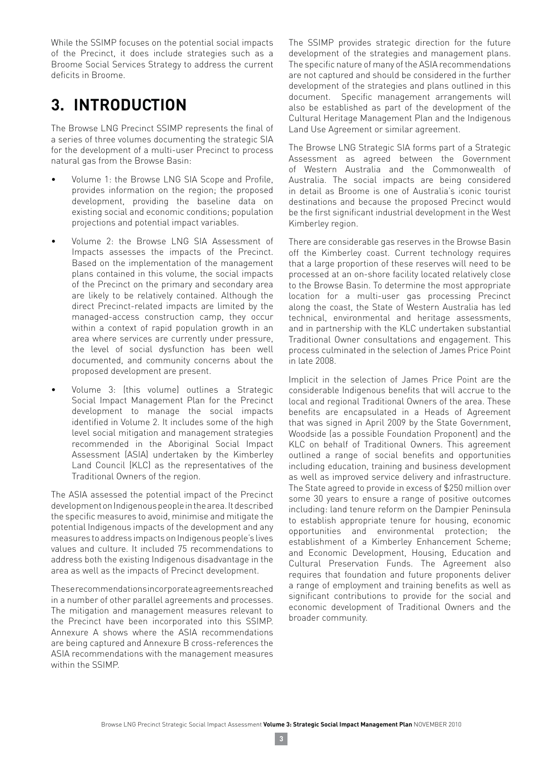While the SSIMP focuses on the potential social impacts of the Precinct, it does include strategies such as a Broome Social Services Strategy to address the current deficits in Broome.

# 3. INTRODUCTION

The Browse LNG Precinct SSIMP represents the final of a series of three volumes documenting the strategic SIA for the development of a multi-user Precinct to process natural gas from the Browse Basin:

- Volume 1: the Browse LNG SIA Scope and Profile, provides information on the region; the proposed development, providing the baseline data on existing social and economic conditions; population projections and potential impact variables.
- Volume 2: the Browse LNG SIA Assessment of Impacts assesses the impacts of the Precinct. Based on the implementation of the management plans contained in this volume, the social impacts of the Precinct on the primary and secondary area are likely to be relatively contained. Although the direct Precinct-related impacts are limited by the managed-access construction camp, they occur within a context of rapid population growth in an area where services are currently under pressure, the level of social dysfunction has been well documented, and community concerns about the proposed development are present.
- Volume 3: (this volume) outlines a Strategic Social Impact Management Plan for the Precinct development to manage the social impacts identified in Volume 2. It includes some of the high level social mitigation and management strategies recommended in the Aboriginal Social Impact Assessment (ASIA) undertaken by the Kimberley Land Council (KLC) as the representatives of the Traditional Owners of the region.

The ASIA assessed the potential impact of the Precinct development on Indigenous people in the area. It described the specific measures to avoid, minimise and mitigate the potential Indigenous impacts of the development and any measures to address impacts on Indigenous people's lives values and culture. It included 75 recommendations to address both the existing Indigenous disadvantage in the area as well as the impacts of Precinct development.

These recommendations incorporate agreements reached in a number of other parallel agreements and processes. The mitigation and management measures relevant to the Precinct have been incorporated into this SSIMP. Annexure A shows where the ASIA recommendations are being captured and Annexure B cross-references the ASIA recommendations with the management measures within the SSIMP.

The SSIMP provides strategic direction for the future development of the strategies and management plans. The specific nature of many of the ASIA recommendations are not captured and should be considered in the further development of the strategies and plans outlined in this document. Specific management arrangements will also be established as part of the development of the Cultural Heritage Management Plan and the Indigenous Land Use Agreement or similar agreement.

The Browse LNG Strategic SIA forms part of a Strategic Assessment as agreed between the Government of Western Australia and the Commonwealth of Australia. The social impacts are being considered in detail as Broome is one of Australia's iconic tourist destinations and because the proposed Precinct would be the first significant industrial development in the West Kimberley region.

There are considerable gas reserves in the Browse Basin off the Kimberley coast. Current technology requires that a large proportion of these reserves will need to be processed at an on-shore facility located relatively close to the Browse Basin. To determine the most appropriate location for a multi-user gas processing Precinct along the coast, the State of Western Australia has led technical, environmental and heritage assessments, and in partnership with the KLC undertaken substantial Traditional Owner consultations and engagement. This process culminated in the selection of James Price Point in late 2008.

Implicit in the selection of James Price Point are the considerable Indigenous benefits that will accrue to the local and regional Traditional Owners of the area. These benefits are encapsulated in a Heads of Agreement that was signed in April 2009 by the State Government, Woodside (as a possible Foundation Proponent) and the KLC on behalf of Traditional Owners. This agreement outlined a range of social benefits and opportunities including education, training and business development as well as improved service delivery and infrastructure. The State agreed to provide in excess of $250 million over some 30 years to ensure a range of positive outcomes including: land tenure reform on the Dampier Peninsula to establish appropriate tenure for housing, economic opportunities and environmental protection; the establishment of a Kimberley Enhancement Scheme; and Economic Development, Housing, Education and Cultural Preservation Funds. The Agreement also requires that foundation and future proponents deliver a range of employment and training benefits as well as significant contributions to provide for the social and economic development of Traditional Owners and the broader community.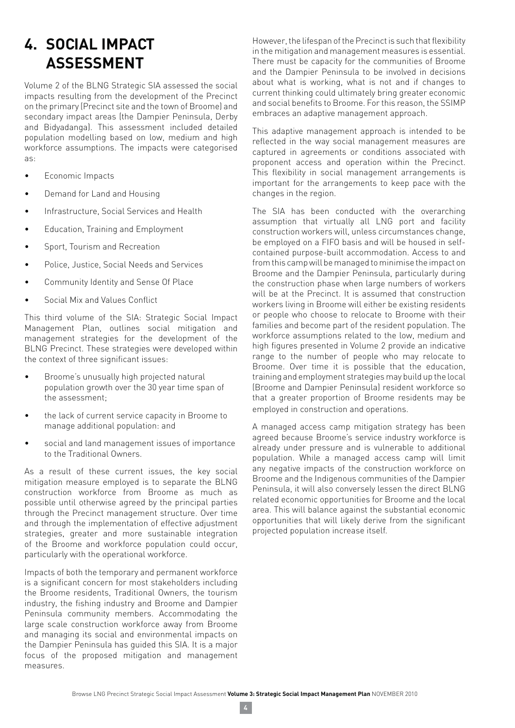# 4. SOCIAL IMPACT ASSESSMENT

Volume 2 of the BLNG Strategic SIA assessed the social impacts resulting from the development of the Precinct on the primary (Precinct site and the town of Broome) and secondary impact areas (the Dampier Peninsula, Derby and Bidyadanga). This assessment included detailed population modelling based on low, medium and high workforce assumptions. The impacts were categorised as:

- Economic Impacts
- Demand for Land and Housing
- Infrastructure, Social Services and Health
- Education, Training and Employment
- Sport, Tourism and Recreation
- Police, Justice, Social Needs and Services
- Community Identity and Sense Of Place
- Social Mix and Values Conflict

This third volume of the SIA: Strategic Social Impact Management Plan, outlines social mitigation and management strategies for the development of the BLNG Precinct. These strategies were developed within the context of three significant issues:

- Broome's unusually high projected natural population growth over the 30 year time span of the assessment;
- the lack of current service capacity in Broome to manage additional population: and
- social and land management issues of importance to the Traditional Owners.

As a result of these current issues, the key social mitigation measure employed is to separate the BLNG construction workforce from Broome as much as possible until otherwise agreed by the principal parties through the Precinct management structure. Over time and through the implementation of effective adjustment strategies, greater and more sustainable integration of the Broome and workforce population could occur, particularly with the operational workforce.

Impacts of both the temporary and permanent workforce is a significant concern for most stakeholders including the Broome residents, Traditional Owners, the tourism industry, the fishing industry and Broome and Dampier Peninsula community members. Accommodating the large scale construction workforce away from Broome and managing its social and environmental impacts on the Dampier Peninsula has guided this SIA. It is a major focus of the proposed mitigation and management measures.

However, the lifespan of the Precinct is such that flexibility in the mitigation and management measures is essential. There must be capacity for the communities of Broome and the Dampier Peninsula to be involved in decisions about what is working, what is not and if changes to current thinking could ultimately bring greater economic and social benefits to Broome. For this reason, the SSIMP embraces an adaptive management approach.

This adaptive management approach is intended to be reflected in the way social management measures are captured in agreements or conditions associated with proponent access and operation within the Precinct. This flexibility in social management arrangements is important for the arrangements to keep pace with the changes in the region.

The SIA has been conducted with the overarching assumption that virtually all LNG port and facility construction workers will, unless circumstances change, be employed on a FIFO basis and will be housed in self-contained purpose-built accommodation. Access to and from this camp will be managed to minimise the impact on Broome and the Dampier Peninsula, particularly during the construction phase when large numbers of workers will be at the Precinct. It is assumed that construction workers living in Broome will either be existing residents or people who choose to relocate to Broome with their families and become part of the resident population. The workforce assumptions related to the low, medium and high figures presented in Volume 2 provide an indicative range to the number of people who may relocate to Broome. Over time it is possible that the education, training and employment strategies may build up the local (Broome and Dampier Peninsula) resident workforce so that a greater proportion of Broome residents may be employed in construction and operations.

A managed access camp mitigation strategy has been agreed because Broome's service industry workforce is already under pressure and is vulnerable to additional population. While a managed access camp will limit any negative impacts of the construction workforce on Broome and the Indigenous communities of the Dampier Peninsula, it will also conversely lessen the direct BLNG related economic opportunities for Broome and the local area. This will balance against the substantial economic opportunities that will likely derive from the significant projected population increase itself.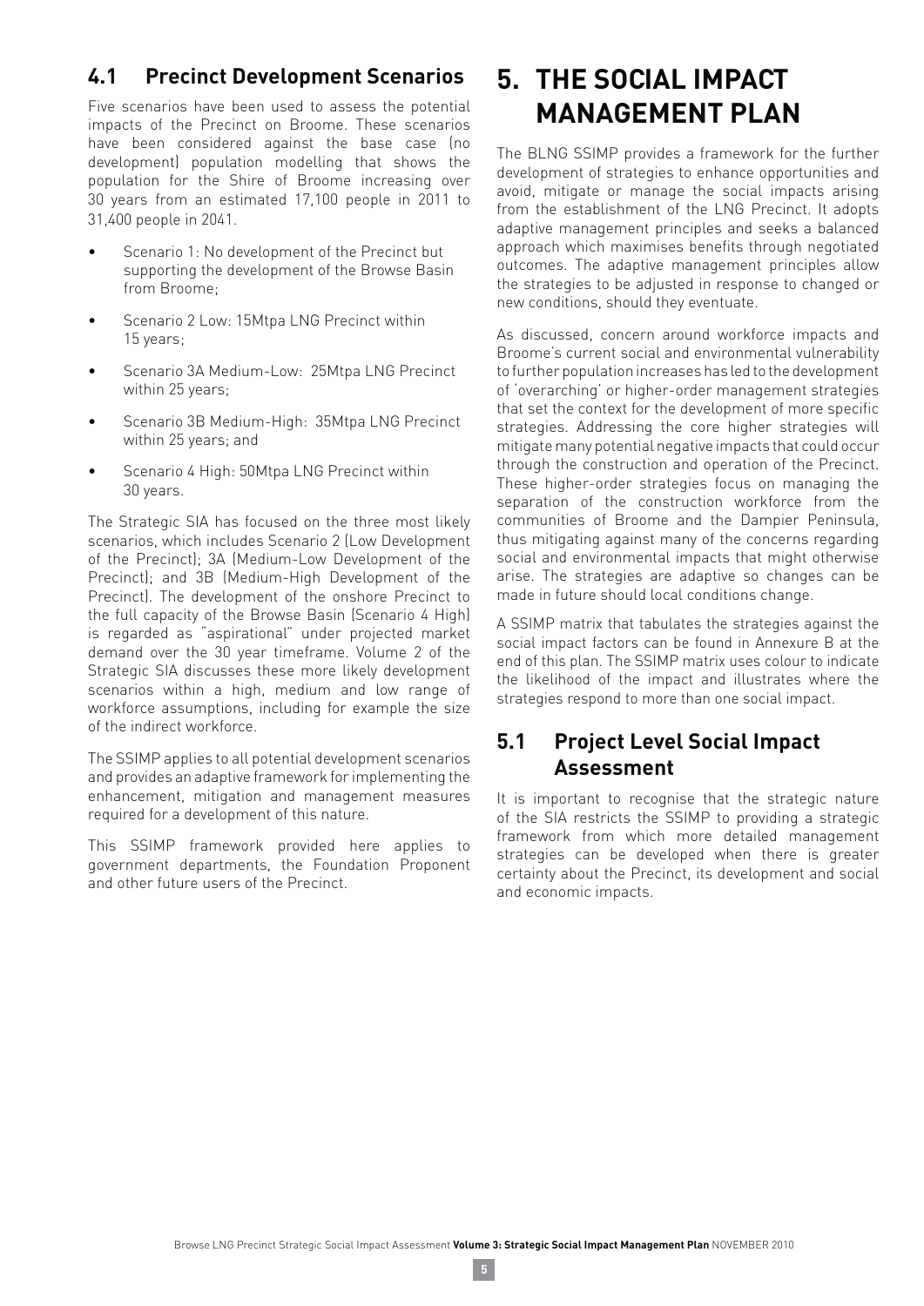## 4.1 Precinct Development Scenarios

Five scenarios have been used to assess the potential impacts of the Precinct on Broome. These scenarios have been considered against the base case (no development) population modelling that shows the population for the Shire of Broome increasing over 30 years from an estimated 17,100 people in 2011 to 31,400 people in 2041.

- Scenario 1: No development of the Precinct but supporting the development of the Browse Basin from Broome;
- Scenario 2 Low: 15Mtpa LNG Precinct within 15 years;
- Scenario 3A Medium-Low: 25Mtpa LNG Precinct within 25 years;
- Scenario 3B Medium-High: 35Mtpa LNG Precinct within 25 years; and
- Scenario 4 High: 50Mtpa LNG Precinct within 30 years.

The Strategic SIA has focused on the three most likely scenarios, which includes Scenario 2 (Low Development of the Precinct); 3A (Medium-Low Development of the Precinct); and 3B (Medium-High Development of the Precinct). The development of the onshore Precinct to the full capacity of the Browse Basin (Scenario 4 High) is regarded as "aspirational" under projected market demand over the 30 year timeframe. Volume 2 of the Strategic SIA discusses these more likely development scenarios within a high, medium and low range of workforce assumptions, including for example the size of the indirect workforce.

The SSIMP applies to all potential development scenarios and provides an adaptive framework for implementing the enhancement, mitigation and management measures required for a development of this nature.

This SSIMP framework provided here applies to government departments, the Foundation Proponent and other future users of the Precinct.

# 5. THE SOCIAL IMPACT MANAGEMENT PLAN

The BLNG SSIMP provides a framework for the further development of strategies to enhance opportunities and avoid, mitigate or manage the social impacts arising from the establishment of the LNG Precinct. It adopts adaptive management principles and seeks a balanced approach which maximises benefits through negotiated outcomes. The adaptive management principles allow the strategies to be adjusted in response to changed or new conditions, should they eventuate.

As discussed, concern around workforce impacts and Broome's current social and environmental vulnerability to further population increases has led to the development of 'overarching' or higher-order management strategies that set the context for the development of more specific strategies. Addressing the core higher strategies will mitigate many potential negative impacts that could occur through the construction and operation of the Precinct. These higher-order strategies focus on managing the separation of the construction workforce from the communities of Broome and the Dampier Peninsula, thus mitigating against many of the concerns regarding social and environmental impacts that might otherwise arise. The strategies are adaptive so changes can be made in future should local conditions change.

A SSIMP matrix that tabulates the strategies against the social impact factors can be found in Annexure B at the end of this plan. The SSIMP matrix uses colour to indicate the likelihood of the impact and illustrates where the strategies respond to more than one social impact.

## 5.1 Project Level Social Impact Assessment

It is important to recognise that the strategic nature of the SIA restricts the SSIMP to providing a strategic framework from which more detailed management strategies can be developed when there is greater certainty about the Precinct, its development and social and economic impacts.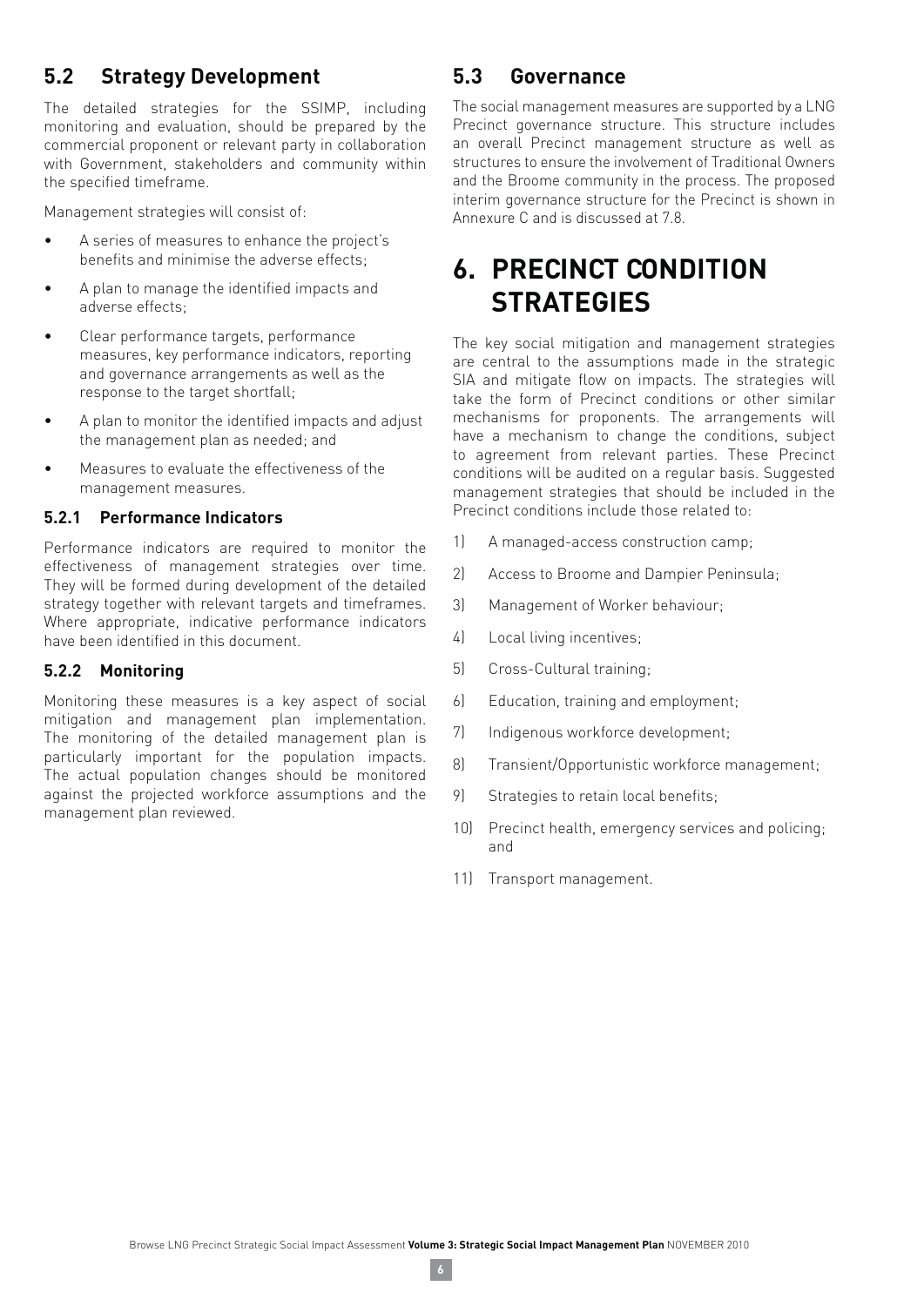## 5.2 Strategy Development

The detailed strategies for the SSIMP, including monitoring and evaluation, should be prepared by the commercial proponent or relevant party in collaboration with Government, stakeholders and community within the specified timeframe.

Management strategies will consist of:

- A series of measures to enhance the project's benefits and minimise the adverse effects;
- A plan to manage the identified impacts and adverse effects;
- Clear performance targets, performance measures, key performance indicators, reporting and governance arrangements as well as the response to the target shortfall;
- A plan to monitor the identified impacts and adjust the management plan as needed; and
- Measures to evaluate the effectiveness of the management measures.

### 5.2.1 Performance Indicators

Performance indicators are required to monitor the effectiveness of management strategies over time. They will be formed during development of the detailed strategy together with relevant targets and timeframes. Where appropriate, indicative performance indicators have been identified in this document.

### 5.2.2 Monitoring

Monitoring these measures is a key aspect of social mitigation and management plan implementation. The monitoring of the detailed management plan is particularly important for the population impacts. The actual population changes should be monitored against the projected workforce assumptions and the management plan reviewed.

## 5.3 Governance

The social management measures are supported by a LNG Precinct governance structure. This structure includes an overall Precinct management structure as well as structures to ensure the involvement of Traditional Owners and the Broome community in the process. The proposed interim governance structure for the Precinct is shown in Annexure C and is discussed at 7.8.

# 6. PRECINCT CONDITION STRATEGIES

The key social mitigation and management strategies are central to the assumptions made in the strategic SIA and mitigate flow on impacts. The strategies will take the form of Precinct conditions or other similar mechanisms for proponents. The arrangements will have a mechanism to change the conditions, subject to agreement from relevant parties. These Precinct conditions will be audited on a regular basis. Suggested management strategies that should be included in the Precinct conditions include those related to:

1) A managed-access construction camp;
2) Access to Broome and Dampier Peninsula;
3) Management of Worker behaviour;
4) Local living incentives;
5) Cross-Cultural training;
6) Education, training and employment;
7) Indigenous workforce development;
8) Transient/Opportunistic workforce management;
9) Strategies to retain local benefits;
10) Precinct health, emergency services and policing; and
11) Transport management.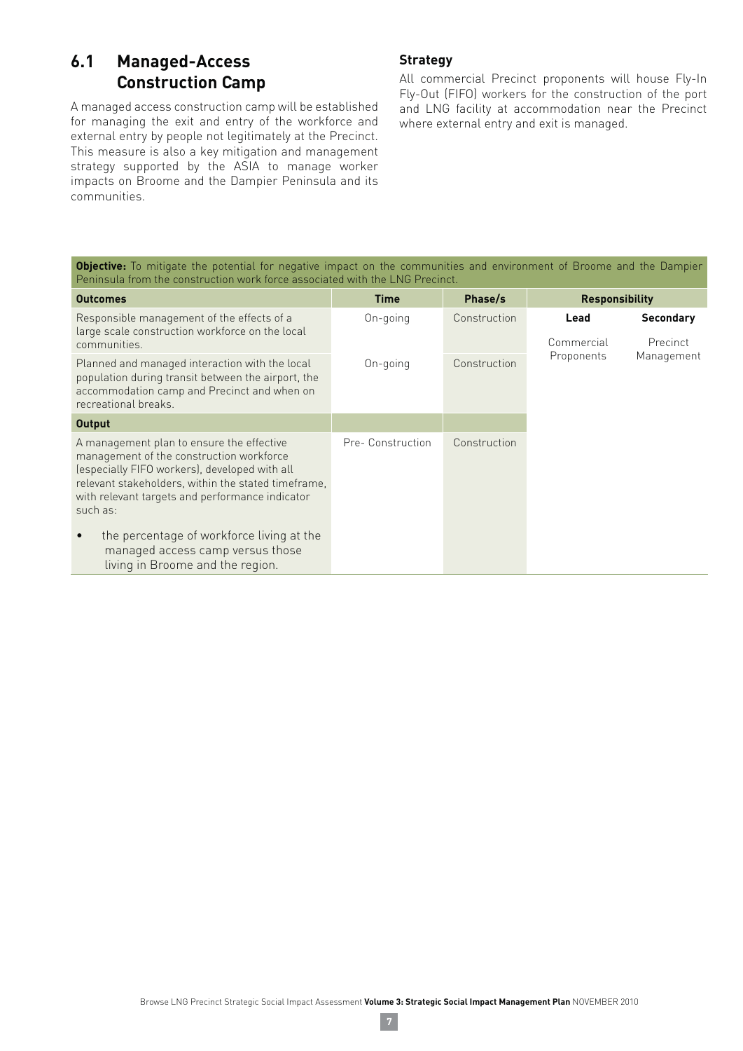## 6.1 Managed-Access Construction Camp

A managed access construction camp will be established for managing the exit and entry of the workforce and external entry by people not legitimately at the Precinct. This measure is also a key mitigation and management strategy supported by the ASIA to manage worker impacts on Broome and the Dampier Peninsula and its communities.

### Strategy

All commercial Precinct proponents will house Fly-In Fly-Out (FIFO) workers for the construction of the port and LNG facility at accommodation near the Precinct where external entry and exit is managed.

**Objective:** To mitigate the potential for negative impact on the communities and environment of Broome and the Dampier Peninsula from the construction work force associated with the LNG Precinct.

| Outcomes | Time | Phase/s | Responsibility | |
|---|---|---|---|---|
| | | | **Lead** | **Secondary** |
| Responsible management of the effects of a large scale construction workforce on the local communities. | On-going | Construction | Commercial Proponents | Precinct Management |
| Planned and managed interaction with the local population during transit between the airport, the accommodation camp and Precinct and when on recreational breaks. | On-going | Construction | | |
| **Output** | | | | |
| A management plan to ensure the effective management of the construction workforce (especially FIFO workers), developed with all relevant stakeholders, within the stated timeframe, with relevant targets and performance indicator such as:<br>• the percentage of workforce living at the managed access camp versus those living in Broome and the region. | Pre- Construction | Construction | | |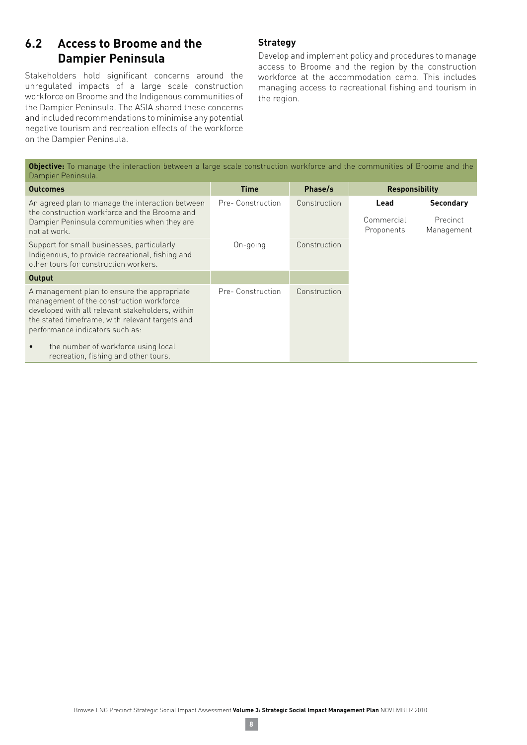## 6.2 Access to Broome and the Dampier Peninsula

Stakeholders hold significant concerns around the unregulated impacts of a large scale construction workforce on Broome and the Indigenous communities of the Dampier Peninsula. The ASIA shared these concerns and included recommendations to minimise any potential negative tourism and recreation effects of the workforce on the Dampier Peninsula.

### Strategy

Develop and implement policy and procedures to manage access to Broome and the region by the construction workforce at the accommodation camp. This includes managing access to recreational fishing and tourism in the region.

| **Objective:** To manage the interaction between a large scale construction workforce and the communities of Broome and the Dampier Peninsula. | | | | |
|---|---|---|---|---|
| **Outcomes** | **Time** | **Phase/s** | **Responsibility** | |
| | | | **Lead** | **Secondary** |
| An agreed plan to manage the interaction between the construction workforce and the Broome and Dampier Peninsula communities when they are not at work. | Pre- Construction | Construction | Commercial Proponents | Precinct Management |
| Support for small businesses, particularly Indigenous, to provide recreational, fishing and other tours for construction workers. | On-going | Construction | | |
| **Output** | | | | |
| A management plan to ensure the appropriate management of the construction workforce developed with all relevant stakeholders, within the stated timeframe, with relevant targets and performance indicators such as: <br>• the number of workforce using local recreation, fishing and other tours. | Pre- Construction | Construction | | |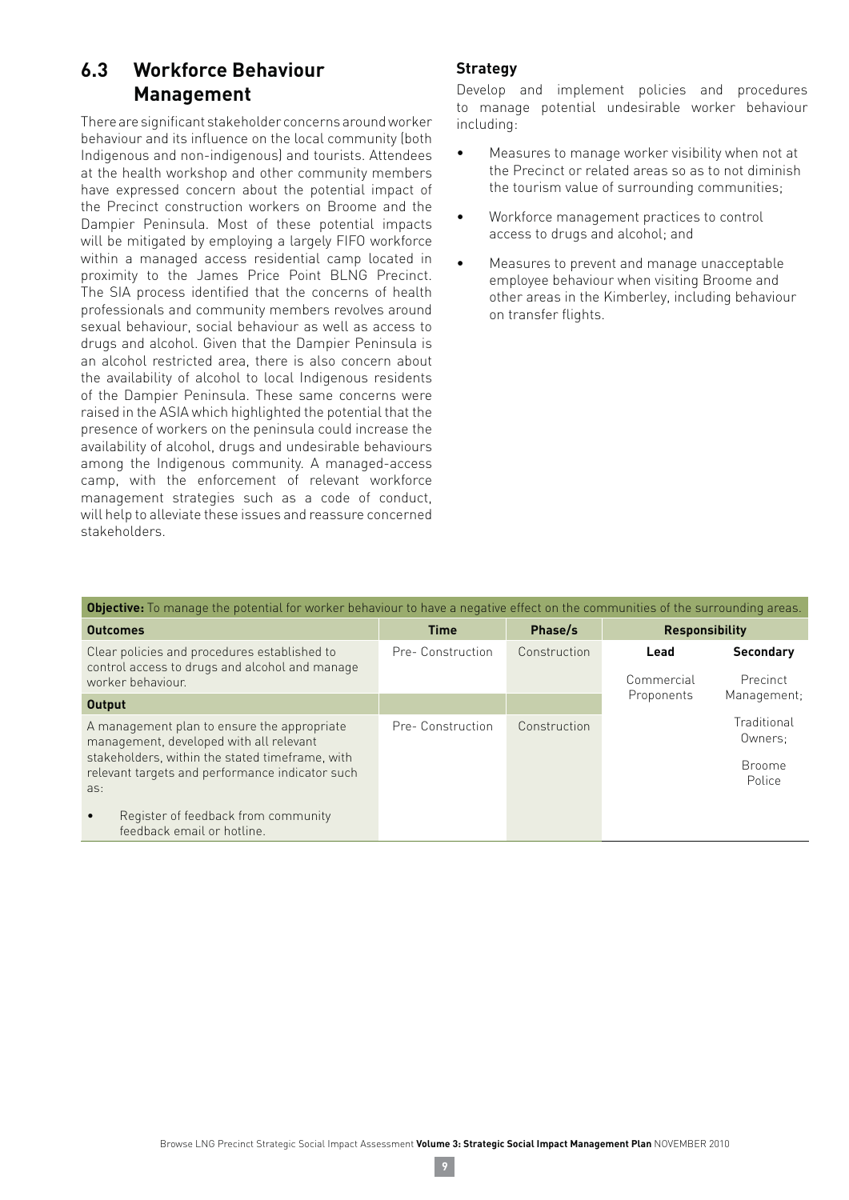## 6.3 Workforce Behaviour Management

There are significant stakeholder concerns around worker behaviour and its influence on the local community (both Indigenous and non-indigenous) and tourists. Attendees at the health workshop and other community members have expressed concern about the potential impact of the Precinct construction workers on Broome and the Dampier Peninsula. Most of these potential impacts will be mitigated by employing a largely FIFO workforce within a managed access residential camp located in proximity to the James Price Point BLNG Precinct. The SIA process identified that the concerns of health professionals and community members revolves around sexual behaviour, social behaviour as well as access to drugs and alcohol. Given that the Dampier Peninsula is an alcohol restricted area, there is also concern about the availability of alcohol to local Indigenous residents of the Dampier Peninsula. These same concerns were raised in the ASIA which highlighted the potential that the presence of workers on the peninsula could increase the availability of alcohol, drugs and undesirable behaviours among the Indigenous community. A managed-access camp, with the enforcement of relevant workforce management strategies such as a code of conduct, will help to alleviate these issues and reassure concerned stakeholders.

### Strategy

Develop and implement policies and procedures to manage potential undesirable worker behaviour including:

- Measures to manage worker visibility when not at the Precinct or related areas so as to not diminish the tourism value of surrounding communities;
- Workforce management practices to control access to drugs and alcohol; and
- Measures to prevent and manage unacceptable employee behaviour when visiting Broome and other areas in the Kimberley, including behaviour on transfer flights.

**Objective:** To manage the potential for worker behaviour to have a negative effect on the communities of the surrounding areas.

| Outcomes | Time | Phase/s | Responsibility | |
|---|---|---|---|---|
| | | | **Lead** | **Secondary** |
| Clear policies and procedures established to control access to drugs and alcohol and manage worker behaviour. | Pre- Construction | Construction | Commercial Proponents | Precinct Management; Traditional Owners; Broome Police |
| **Output** | | | | |
| A management plan to ensure the appropriate management, developed with all relevant stakeholders, within the stated timeframe, with relevant targets and performance indicator such as: <br>• Register of feedback from community feedback email or hotline. | Pre- Construction | Construction | | |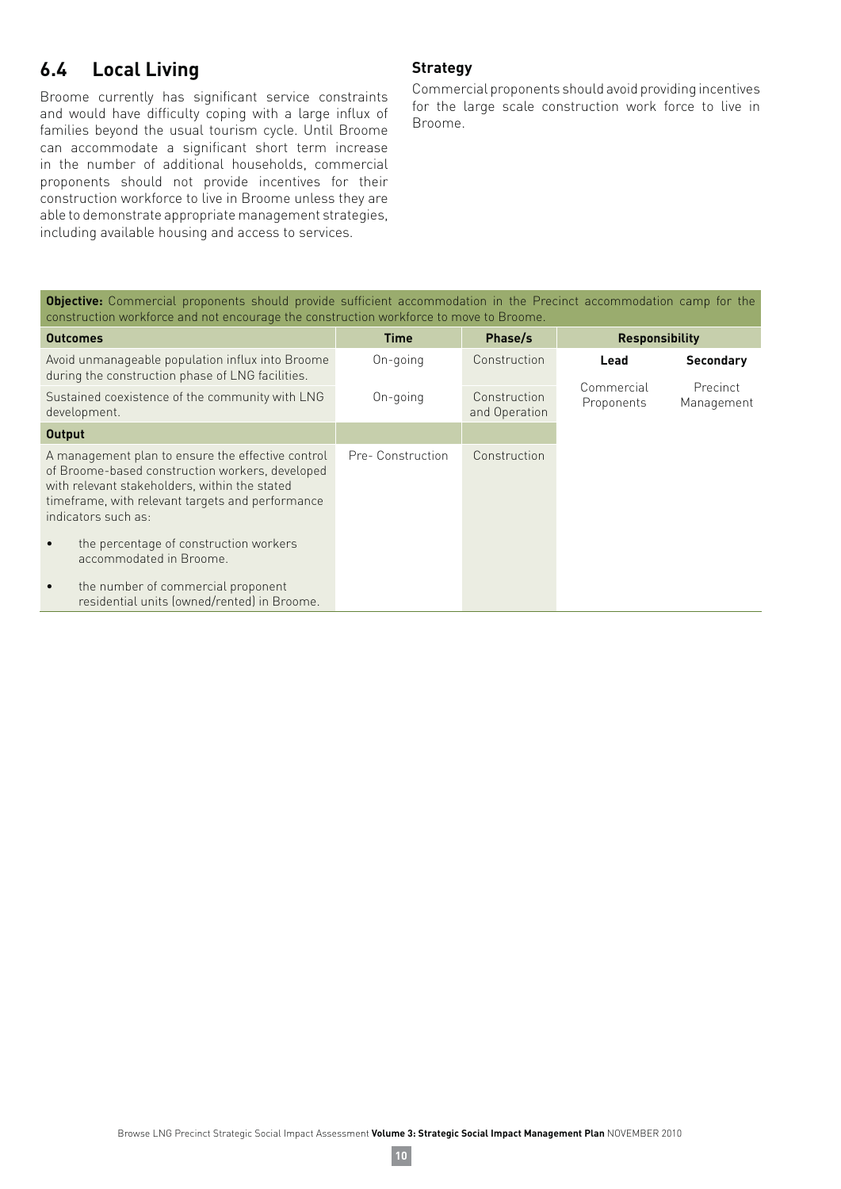## 6.4 Local Living

Broome currently has significant service constraints and would have difficulty coping with a large influx of families beyond the usual tourism cycle. Until Broome can accommodate a significant short term increase in the number of additional households, commercial proponents should not provide incentives for their construction workforce to live in Broome unless they are able to demonstrate appropriate management strategies, including available housing and access to services.

### Strategy

Commercial proponents should avoid providing incentives for the large scale construction work force to live in Broome.

**Objective:** Commercial proponents should provide sufficient accommodation in the Precinct accommodation camp for the construction workforce and not encourage the construction workforce to move to Broome.

| Outcomes | Time | Phase/s | Responsibility | |
|---|---|---|---|---|
| | | | **Lead** | **Secondary** |
| Avoid unmanageable population influx into Broome during the construction phase of LNG facilities. | On-going | Construction | Commercial Proponents | Precinct Management |
| Sustained coexistence of the community with LNG development. | On-going | Construction and Operation | | |
| **Output** | | | | |
| A management plan to ensure the effective control of Broome-based construction workers, developed with relevant stakeholders, within the stated timeframe, with relevant targets and performance indicators such as:<br>• the percentage of construction workers accommodated in Broome.<br>• the number of commercial proponent residential units (owned/rented) in Broome. | Pre- Construction | Construction | | |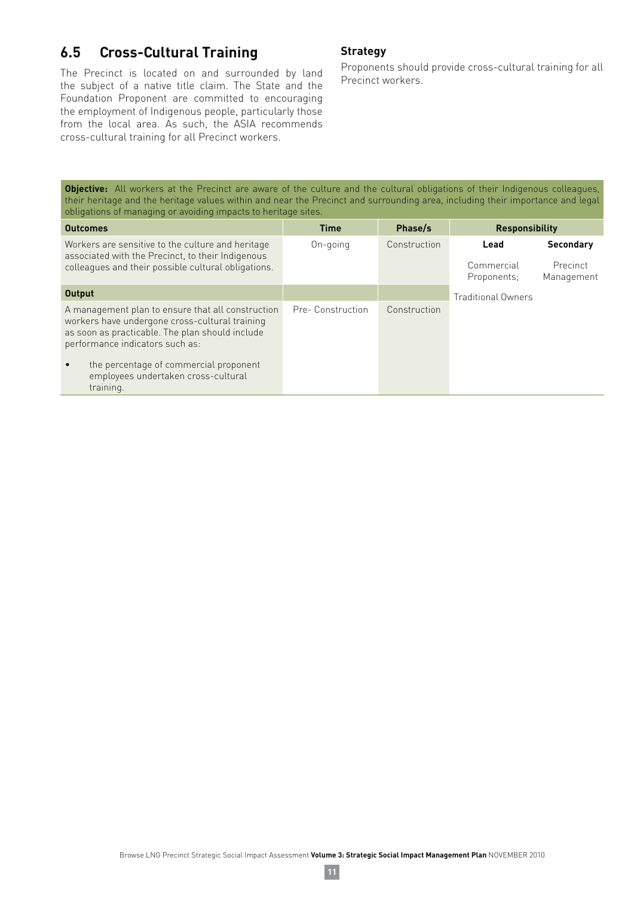## 6.5 Cross-Cultural Training

The Precinct is located on and surrounded by land the subject of a native title claim. The State and the Foundation Proponent are committed to encouraging the employment of Indigenous people, particularly those from the local area. As such, the ASIA recommends cross-cultural training for all Precinct workers.

### Strategy

Proponents should provide cross-cultural training for all Precinct workers.

**Objective:** All workers at the Precinct are aware of the culture and the cultural obligations of their Indigenous colleagues, their heritage and the heritage values within and near the Precinct and surrounding area, including their importance and legal obligations of managing or avoiding impacts to heritage sites.

| Outcomes | Time | Phase/s | Responsibility | |
|---|---|---|---|---|
| | | | **Lead** | **Secondary** |
| Workers are sensitive to the culture and heritage associated with the Precinct, to their Indigenous colleagues and their possible cultural obligations. | On-going | Construction | Commercial Proponents; Traditional Owners | Precinct Management |
| **Output** | | | | |
| A management plan to ensure that all construction workers have undergone cross-cultural training as soon as practicable. The plan should include performance indicators such as:<br>• the percentage of commercial proponent employees undertaken cross-cultural training. | Pre- Construction | Construction | | |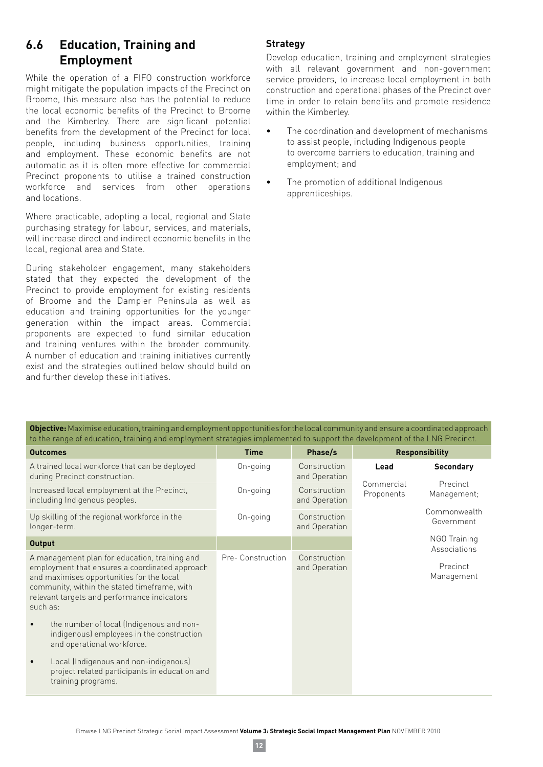## 6.6 Education, Training and Employment

While the operation of a FIFO construction workforce might mitigate the population impacts of the Precinct on Broome, this measure also has the potential to reduce the local economic benefits of the Precinct to Broome and the Kimberley. There are significant potential benefits from the development of the Precinct for local people, including business opportunities, training and employment. These economic benefits are not automatic as it is often more effective for commercial Precinct proponents to utilise a trained construction workforce and services from other operations and locations.

Where practicable, adopting a local, regional and State purchasing strategy for labour, services, and materials, will increase direct and indirect economic benefits in the local, regional area and State.

During stakeholder engagement, many stakeholders stated that they expected the development of the Precinct to provide employment for existing residents of Broome and the Dampier Peninsula as well as education and training opportunities for the younger generation within the impact areas. Commercial proponents are expected to fund similar education and training ventures within the broader community. A number of education and training initiatives currently exist and the strategies outlined below should build on and further develop these initiatives.

### Strategy

Develop education, training and employment strategies with all relevant government and non-government service providers, to increase local employment in both construction and operational phases of the Precinct over time in order to retain benefits and promote residence within the Kimberley.

- The coordination and development of mechanisms to assist people, including Indigenous people to overcome barriers to education, training and employment; and
- The promotion of additional Indigenous apprenticeships.

**Objective:** Maximise education, training and employment opportunities for the local community and ensure a coordinated approach to the range of education, training and employment strategies implemented to support the development of the LNG Precinct.

| Outcomes | Time | Phase/s | Responsibility | |
|---|---|---|---|---|
| | | | **Lead** | **Secondary** |
| A trained local workforce that can be deployed during Precinct construction. | On-going | Construction and Operation | Commercial Proponents | Precinct Management; Commonwealth Government; NGO Training Associations; Precinct Management |
| Increased local employment at the Precinct, including Indigenous peoples. | On-going | Construction and Operation | | |
| Up skilling of the regional workforce in the longer-term. | On-going | Construction and Operation | | |
| **Output** | | | | |
| A management plan for education, training and employment that ensures a coordinated approach and maximises opportunities for the local community, within the stated timeframe, with relevant targets and performance indicators such as: • the number of local (Indigenous and non-indigenous) employees in the construction and operational workforce. • Local (Indigenous and non-indigenous) project related participants in education and training programs. | Pre- Construction | Construction and Operation | | |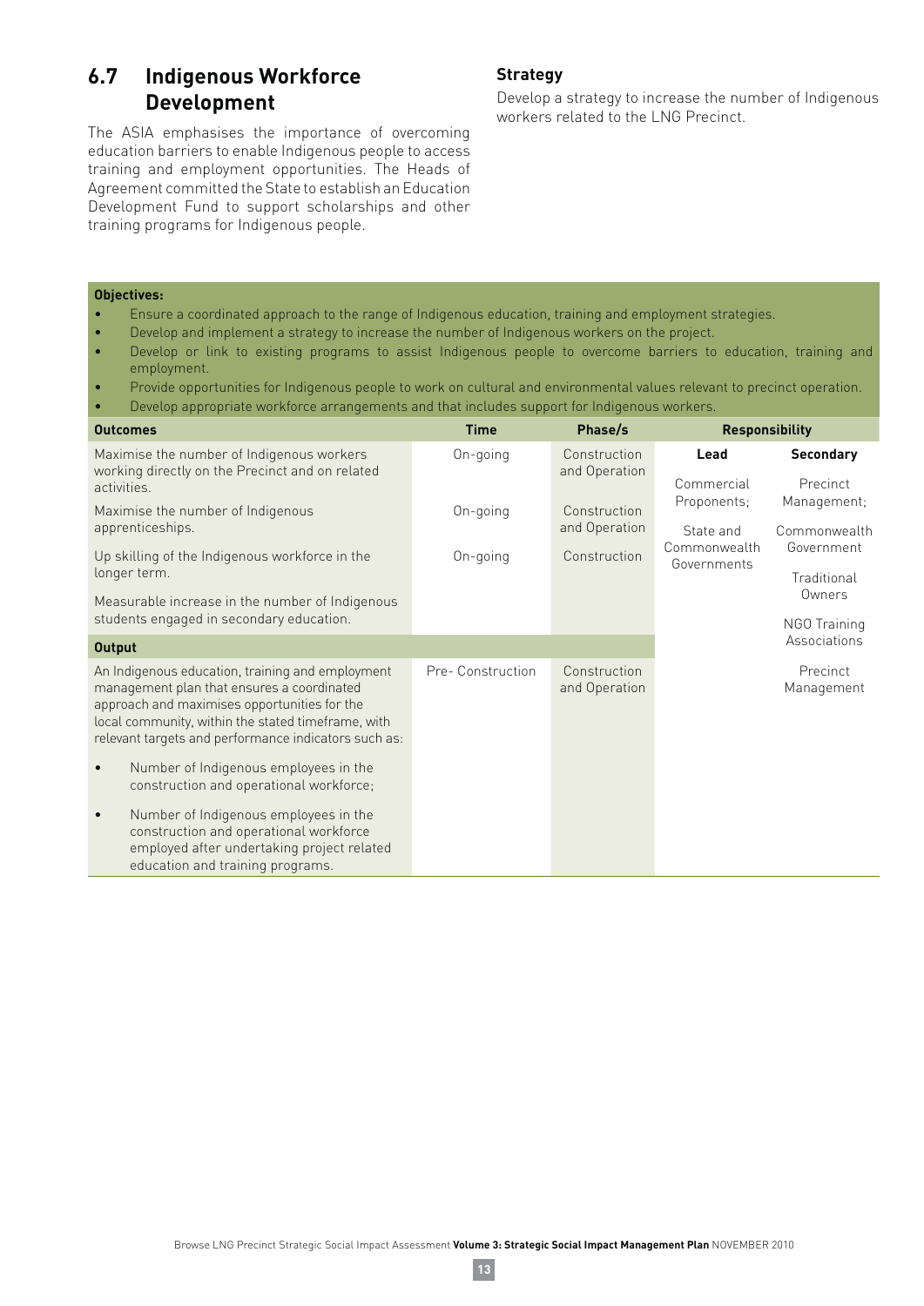## 6.7 Indigenous Workforce Development

The ASIA emphasises the importance of overcoming education barriers to enable Indigenous people to access training and employment opportunities. The Heads of Agreement committed the State to establish an Education Development Fund to support scholarships and other training programs for Indigenous people.

### Strategy

Develop a strategy to increase the number of Indigenous workers related to the LNG Precinct.

**Objectives:**

- Ensure a coordinated approach to the range of Indigenous education, training and employment strategies.
- Develop and implement a strategy to increase the number of Indigenous workers on the project.
- Develop or link to existing programs to assist Indigenous people to overcome barriers to education, training and employment.
- Provide opportunities for Indigenous people to work on cultural and environmental values relevant to precinct operation.
- Develop appropriate workforce arrangements and that includes support for Indigenous workers.

| Outcomes | Time | Phase/s | Responsibility | |
|---|---|---|---|---|
| | | | **Lead** | **Secondary** |
| Maximise the number of Indigenous workers working directly on the Precinct and on related activities. | On-going | Construction and Operation | Commercial Proponents; State and Commonwealth Governments | Precinct Management; Commonwealth Government; Traditional Owners; NGO Training Associations |
| Maximise the number of Indigenous apprenticeships. | On-going | Construction and Operation | | |
| Up skilling of the Indigenous workforce in the longer term. | On-going | Construction | | |
| Measurable increase in the number of Indigenous students engaged in secondary education. | | | | |
| **Output** | | | | |
| An Indigenous education, training and employment management plan that ensures a coordinated approach and maximises opportunities for the local community, within the stated timeframe, with relevant targets and performance indicators such as: • Number of Indigenous employees in the construction and operational workforce; • Number of Indigenous employees in the construction and operational workforce employed after undertaking project related education and training programs. | Pre- Construction | Construction and Operation | | Precinct Management |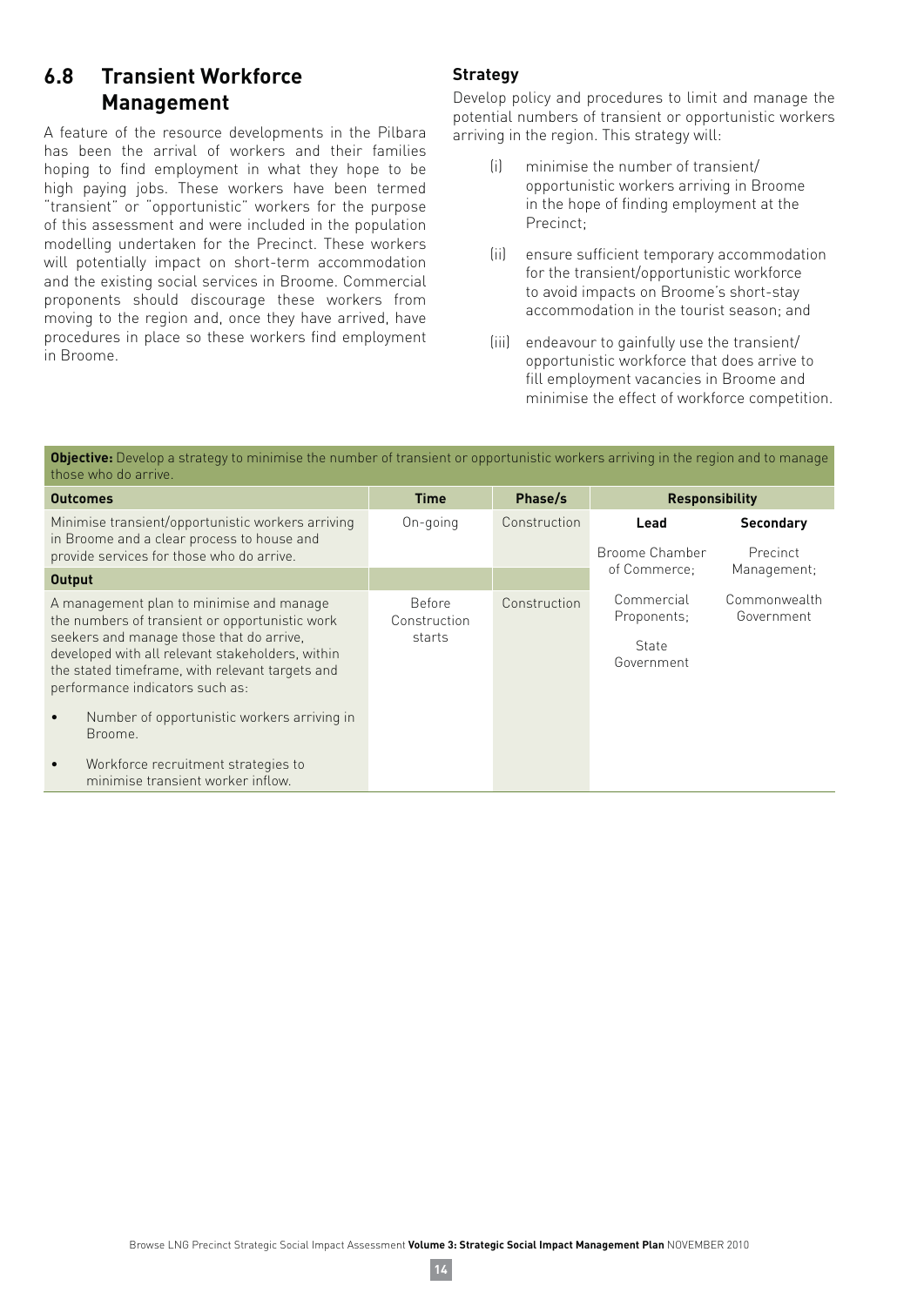## 6.8 Transient Workforce Management

A feature of the resource developments in the Pilbara has been the arrival of workers and their families hoping to find employment in what they hope to be high paying jobs. These workers have been termed "transient" or "opportunistic" workers for the purpose of this assessment and were included in the population modelling undertaken for the Precinct. These workers will potentially impact on short-term accommodation and the existing social services in Broome. Commercial proponents should discourage these workers from moving to the region and, once they have arrived, have procedures in place so these workers find employment in Broome.

### Strategy

Develop policy and procedures to limit and manage the potential numbers of transient or opportunistic workers arriving in the region. This strategy will:

(i) minimise the number of transient/ opportunistic workers arriving in Broome in the hope of finding employment at the Precinct;

(ii) ensure sufficient temporary accommodation for the transient/opportunistic workforce to avoid impacts on Broome's short-stay accommodation in the tourist season; and

(iii) endeavour to gainfully use the transient/ opportunistic workforce that does arrive to fill employment vacancies in Broome and minimise the effect of workforce competition.

**Objective:** Develop a strategy to minimise the number of transient or opportunistic workers arriving in the region and to manage those who do arrive.

| Outcomes | Time | Phase/s | Responsibility | |
|---|---|---|---|---|
| | | | **Lead** | **Secondary** |
| Minimise transient/opportunistic workers arriving in Broome and a clear process to house and provide services for those who do arrive. | On-going | Construction | Broome Chamber of Commerce; Commercial Proponents; State Government | Precinct Management; Commonwealth Government |
| **Output** | | | | |
| A management plan to minimise and manage the numbers of transient or opportunistic work seekers and manage those that do arrive, developed with all relevant stakeholders, within the stated timeframe, with relevant targets and performance indicators such as: <br>• Number of opportunistic workers arriving in Broome. <br>• Workforce recruitment strategies to minimise transient worker inflow. | Before Construction starts | Construction | | |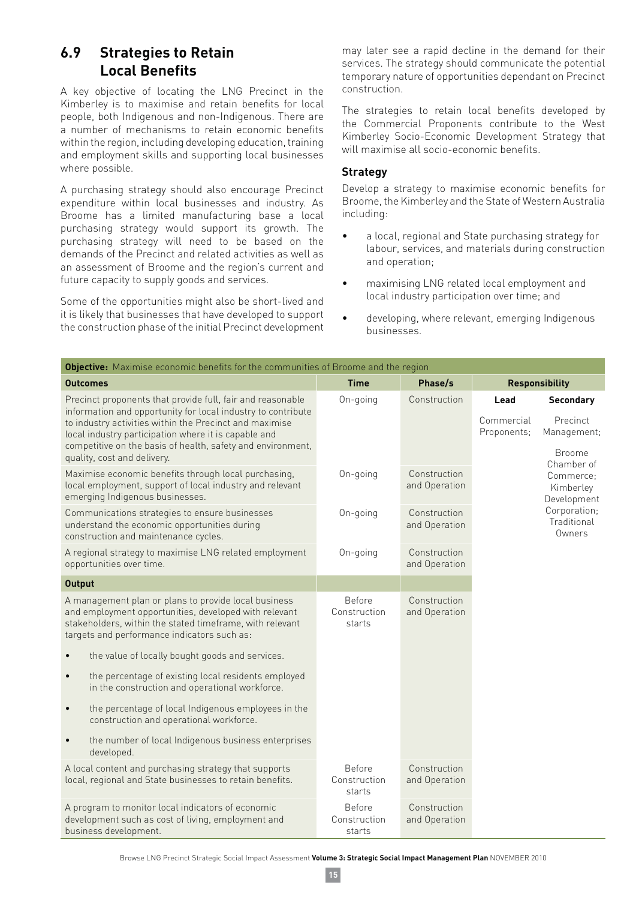## 6.9 Strategies to Retain Local Benefits

A key objective of locating the LNG Precinct in the Kimberley is to maximise and retain benefits for local people, both Indigenous and non-Indigenous. There are a number of mechanisms to retain economic benefits within the region, including developing education, training and employment skills and supporting local businesses where possible.

A purchasing strategy should also encourage Precinct expenditure within local businesses and industry. As Broome has a limited manufacturing base a local purchasing strategy would support its growth. The purchasing strategy will need to be based on the demands of the Precinct and related activities as well as an assessment of Broome and the region's current and future capacity to supply goods and services.

Some of the opportunities might also be short-lived and it is likely that businesses that have developed to support the construction phase of the initial Precinct development may later see a rapid decline in the demand for their services. The strategy should communicate the potential temporary nature of opportunities dependant on Precinct construction.

The strategies to retain local benefits developed by the Commercial Proponents contribute to the West Kimberley Socio-Economic Development Strategy that will maximise all socio-economic benefits.

### Strategy

Develop a strategy to maximise economic benefits for Broome, the Kimberley and the State of Western Australia including:

- a local, regional and State purchasing strategy for labour, services, and materials during construction and operation;
- maximising LNG related local employment and local industry participation over time; and
- developing, where relevant, emerging Indigenous businesses.

| **Objective:** Maximise economic benefits for the communities of Broome and the region | | | | |
|---|---|---|---|---|
| **Outcomes** | **Time** | **Phase/s** | **Responsibility** | |
| | | | **Lead** | **Secondary** |
| Precinct proponents that provide full, fair and reasonable information and opportunity for local industry to contribute to industry activities within the Precinct and maximise local industry participation where it is capable and competitive on the basis of health, safety and environment, quality, cost and delivery. | On-going | Construction | Commercial Proponents; | Precinct Management; Broome Chamber of Commerce; Kimberley Development Corporation; Traditional Owners |
| Maximise economic benefits through local purchasing, local employment, support of local industry and relevant emerging Indigenous businesses. | On-going | Construction and Operation | | |
| Communications strategies to ensure businesses understand the economic opportunities during construction and maintenance cycles. | On-going | Construction and Operation | | |
| A regional strategy to maximise LNG related employment opportunities over time. | On-going | Construction and Operation | | |
| **Output** | | | | |
| A management plan or plans to provide local business and employment opportunities, developed with relevant stakeholders, within the stated timeframe, with relevant targets and performance indicators such as:<br>• the value of locally bought goods and services.<br>• the percentage of existing local residents employed in the construction and operational workforce.<br>• the percentage of local Indigenous employees in the construction and operational workforce.<br>• the number of local Indigenous business enterprises developed. | Before Construction starts | Construction and Operation | | |
| A local content and purchasing strategy that supports local, regional and State businesses to retain benefits. | Before Construction starts | Construction and Operation | | |
| A program to monitor local indicators of economic development such as cost of living, employment and business development. | Before Construction starts | Construction and Operation | | |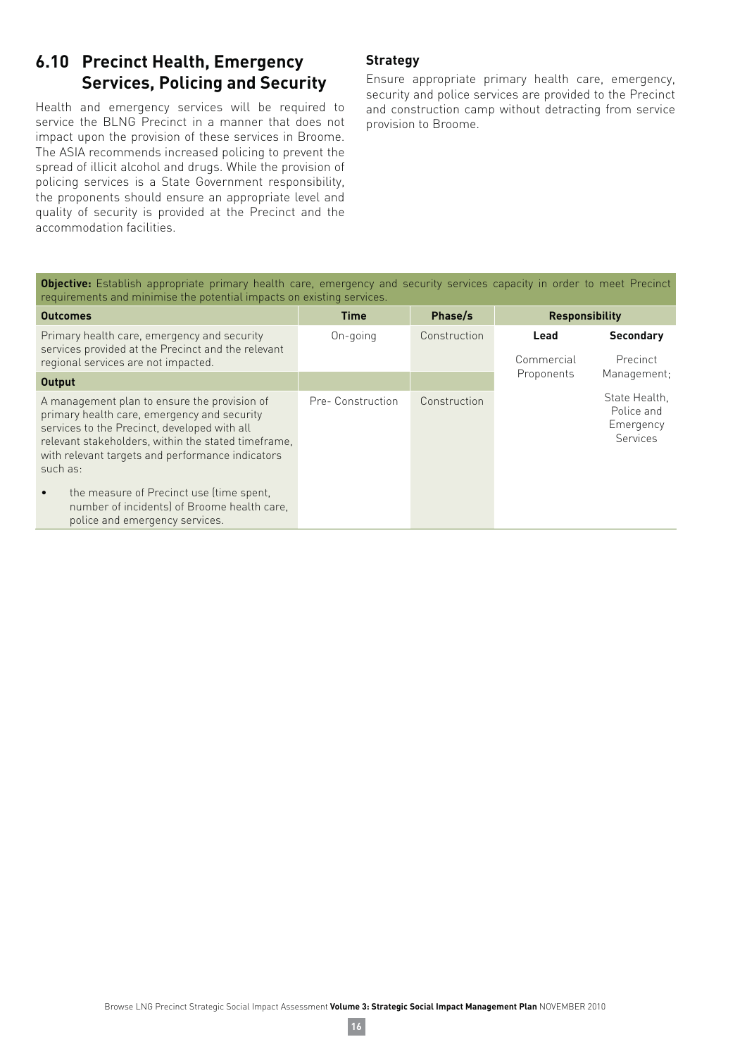## 6.10 Precinct Health, Emergency Services, Policing and Security

Health and emergency services will be required to service the BLNG Precinct in a manner that does not impact upon the provision of these services in Broome. The ASIA recommends increased policing to prevent the spread of illicit alcohol and drugs. While the provision of policing services is a State Government responsibility, the proponents should ensure an appropriate level and quality of security is provided at the Precinct and the accommodation facilities.

### Strategy

Ensure appropriate primary health care, emergency, security and police services are provided to the Precinct and construction camp without detracting from service provision to Broome.

**Objective:** Establish appropriate primary health care, emergency and security services capacity in order to meet Precinct requirements and minimise the potential impacts on existing services.

| Outcomes | Time | Phase/s | Responsibility | |
|---|---|---|---|---|
| | | | **Lead** | **Secondary** |
| Primary health care, emergency and security services provided at the Precinct and the relevant regional services are not impacted. | On-going | Construction | Commercial Proponents | Precinct Management; State Health, Police and Emergency Services |
| **Output** | | | | |
| A management plan to ensure the provision of primary health care, emergency and security services to the Precinct, developed with all relevant stakeholders, within the stated timeframe, with relevant targets and performance indicators such as:<br>• the measure of Precinct use (time spent, number of incidents) of Broome health care, police and emergency services. | Pre- Construction | Construction | | |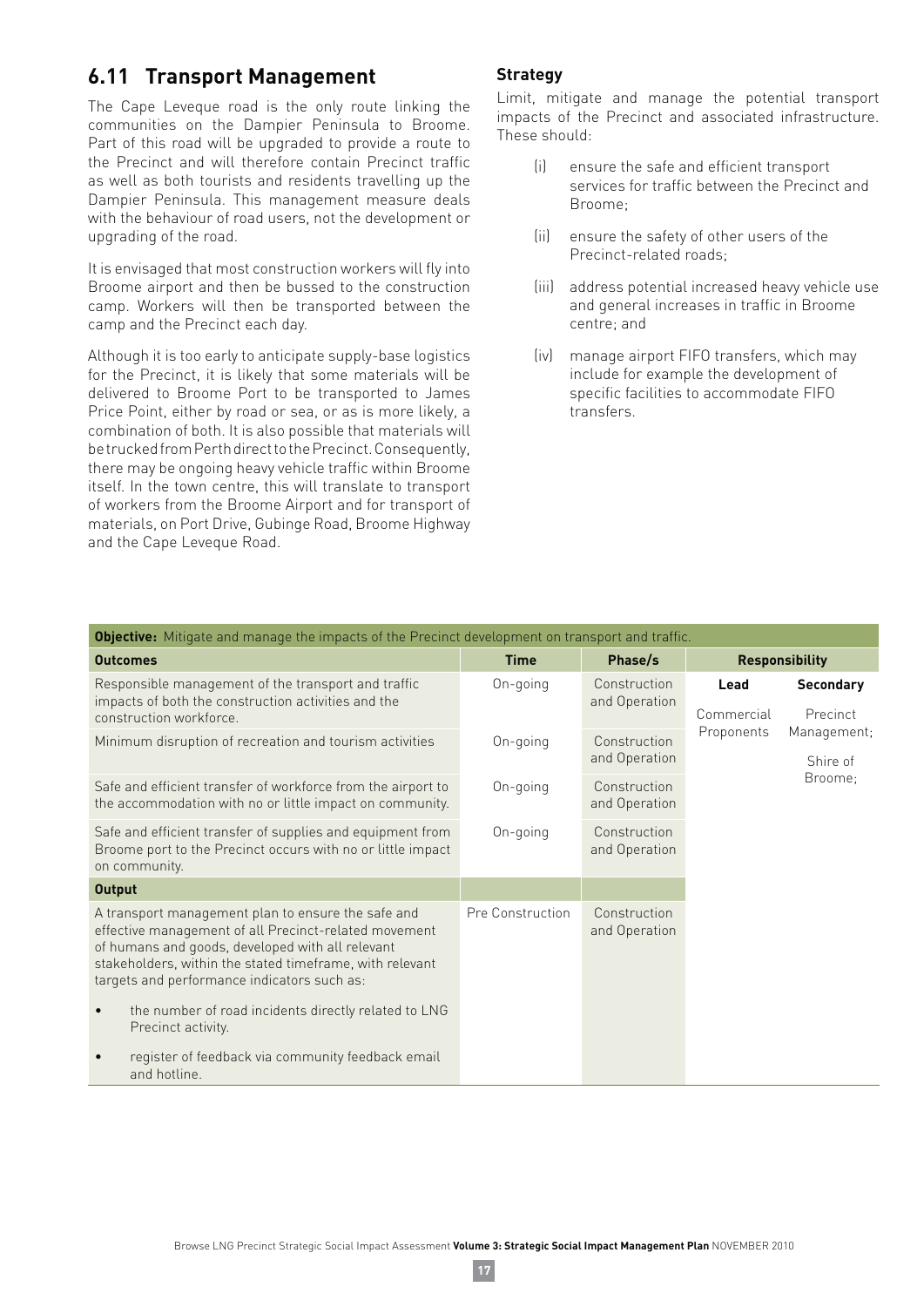## 6.11 Transport Management

The Cape Leveque road is the only route linking the communities on the Dampier Peninsula to Broome. Part of this road will be upgraded to provide a route to the Precinct and will therefore contain Precinct traffic as well as both tourists and residents travelling up the Dampier Peninsula. This management measure deals with the behaviour of road users, not the development or upgrading of the road.

It is envisaged that most construction workers will fly into Broome airport and then be bussed to the construction camp. Workers will then be transported between the camp and the Precinct each day.

Although it is too early to anticipate supply-base logistics for the Precinct, it is likely that some materials will be delivered to Broome Port to be transported to James Price Point, either by road or sea, or as is more likely, a combination of both. It is also possible that materials will be trucked from Perth direct to the Precinct. Consequently, there may be ongoing heavy vehicle traffic within Broome itself. In the town centre, this will translate to transport of workers from the Broome Airport and for transport of materials, on Port Drive, Gubinge Road, Broome Highway and the Cape Leveque Road.

### Strategy

Limit, mitigate and manage the potential transport impacts of the Precinct and associated infrastructure. These should:

- (i) ensure the safe and efficient transport services for traffic between the Precinct and Broome;
- (ii) ensure the safety of other users of the Precinct-related roads;
- (iii) address potential increased heavy vehicle use and general increases in traffic in Broome centre; and
- (iv) manage airport FIFO transfers, which may include for example the development of specific facilities to accommodate FIFO transfers.

| **Objective:** Mitigate and manage the impacts of the Precinct development on transport and traffic. | | | | |
|---|---|---|---|---|
| **Outcomes** | **Time** | **Phase/s** | **Responsibility** | |
| | | | **Lead** | **Secondary** |
| Responsible management of the transport and traffic impacts of both the construction activities and the construction workforce. | On-going | Construction and Operation | Commercial Proponents | Precinct Management; Shire of Broome; |
| Minimum disruption of recreation and tourism activities | On-going | Construction and Operation | | |
| Safe and efficient transfer of workforce from the airport to the accommodation with no or little impact on community. | On-going | Construction and Operation | | |
| Safe and efficient transfer of supplies and equipment from Broome port to the Precinct occurs with no or little impact on community. | On-going | Construction and Operation | | |
| **Output** | | | | |
| A transport management plan to ensure the safe and effective management of all Precinct-related movement of humans and goods, developed with all relevant stakeholders, within the stated timeframe, with relevant targets and performance indicators such as:<br>• the number of road incidents directly related to LNG Precinct activity.<br>• register of feedback via community feedback email and hotline. | Pre Construction | Construction and Operation | | |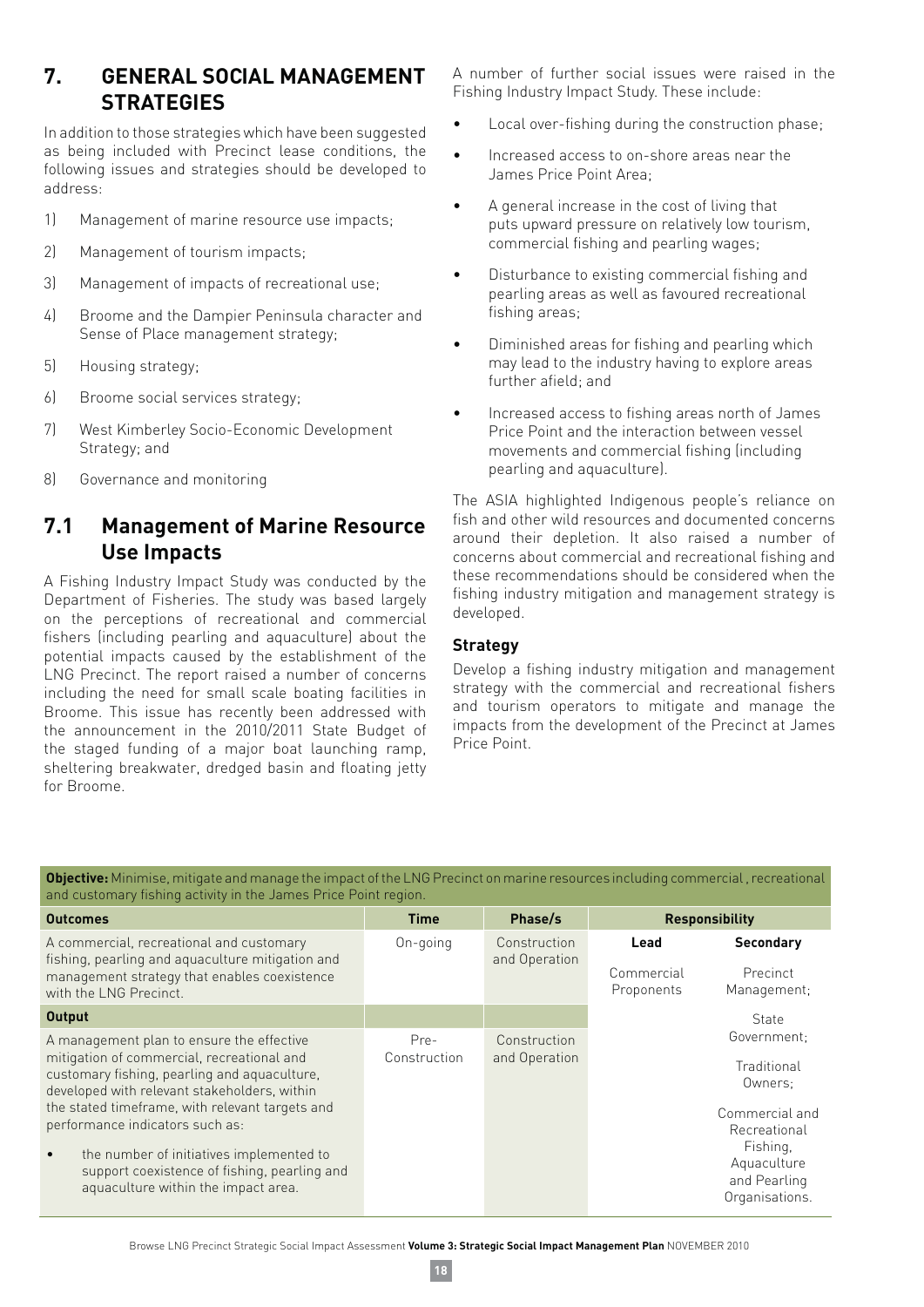## 7. GENERAL SOCIAL MANAGEMENT STRATEGIES

In addition to those strategies which have been suggested as being included with Precinct lease conditions, the following issues and strategies should be developed to address:

1) Management of marine resource use impacts;
2) Management of tourism impacts;
3) Management of impacts of recreational use;
4) Broome and the Dampier Peninsula character and Sense of Place management strategy;
5) Housing strategy;
6) Broome social services strategy;
7) West Kimberley Socio-Economic Development Strategy; and
8) Governance and monitoring

## 7.1 Management of Marine Resource Use Impacts

A Fishing Industry Impact Study was conducted by the Department of Fisheries. The study was based largely on the perceptions of recreational and commercial fishers (including pearling and aquaculture) about the potential impacts caused by the establishment of the LNG Precinct. The report raised a number of concerns including the need for small scale boating facilities in Broome. This issue has recently been addressed with the announcement in the 2010/2011 State Budget of the staged funding of a major boat launching ramp, sheltering breakwater, dredged basin and floating jetty for Broome.

A number of further social issues were raised in the Fishing Industry Impact Study. These include:

- Local over-fishing during the construction phase;
- Increased access to on-shore areas near the James Price Point Area;
- A general increase in the cost of living that puts upward pressure on relatively low tourism, commercial fishing and pearling wages;
- Disturbance to existing commercial fishing and pearling areas as well as favoured recreational fishing areas;
- Diminished areas for fishing and pearling which may lead to the industry having to explore areas further afield; and
- Increased access to fishing areas north of James Price Point and the interaction between vessel movements and commercial fishing (including pearling and aquaculture).

The ASIA highlighted Indigenous people's reliance on fish and other wild resources and documented concerns around their depletion. It also raised a number of concerns about commercial and recreational fishing and these recommendations should be considered when the fishing industry mitigation and management strategy is developed.

### Strategy

Develop a fishing industry mitigation and management strategy with the commercial and recreational fishers and tourism operators to mitigate and manage the impacts from the development of the Precinct at James Price Point.

**Objective:** Minimise, mitigate and manage the impact of the LNG Precinct on marine resources including commercial , recreational and customary fishing activity in the James Price Point region.

| Outcomes | Time | Phase/s | Responsibility | |
|---|---|---|---|---|
| A commercial, recreational and customary fishing, pearling and aquaculture mitigation and management strategy that enables coexistence with the LNG Precinct. | On-going | Construction and Operation | **Lead**<br><br>Commercial Proponents | **Secondary**<br><br>Precinct Management;<br><br>State Government;<br><br>Traditional Owners;<br><br>Commercial and Recreational Fishing, Aquaculture and Pearling Organisations. |
| **Output** | | | | |
| A management plan to ensure the effective mitigation of commercial, recreational and customary fishing, pearling and aquaculture, developed with relevant stakeholders, within the stated timeframe, with relevant targets and performance indicators such as:<br><br>• the number of initiatives implemented to support coexistence of fishing, pearling and aquaculture within the impact area. | Pre-Construction | Construction and Operation | | |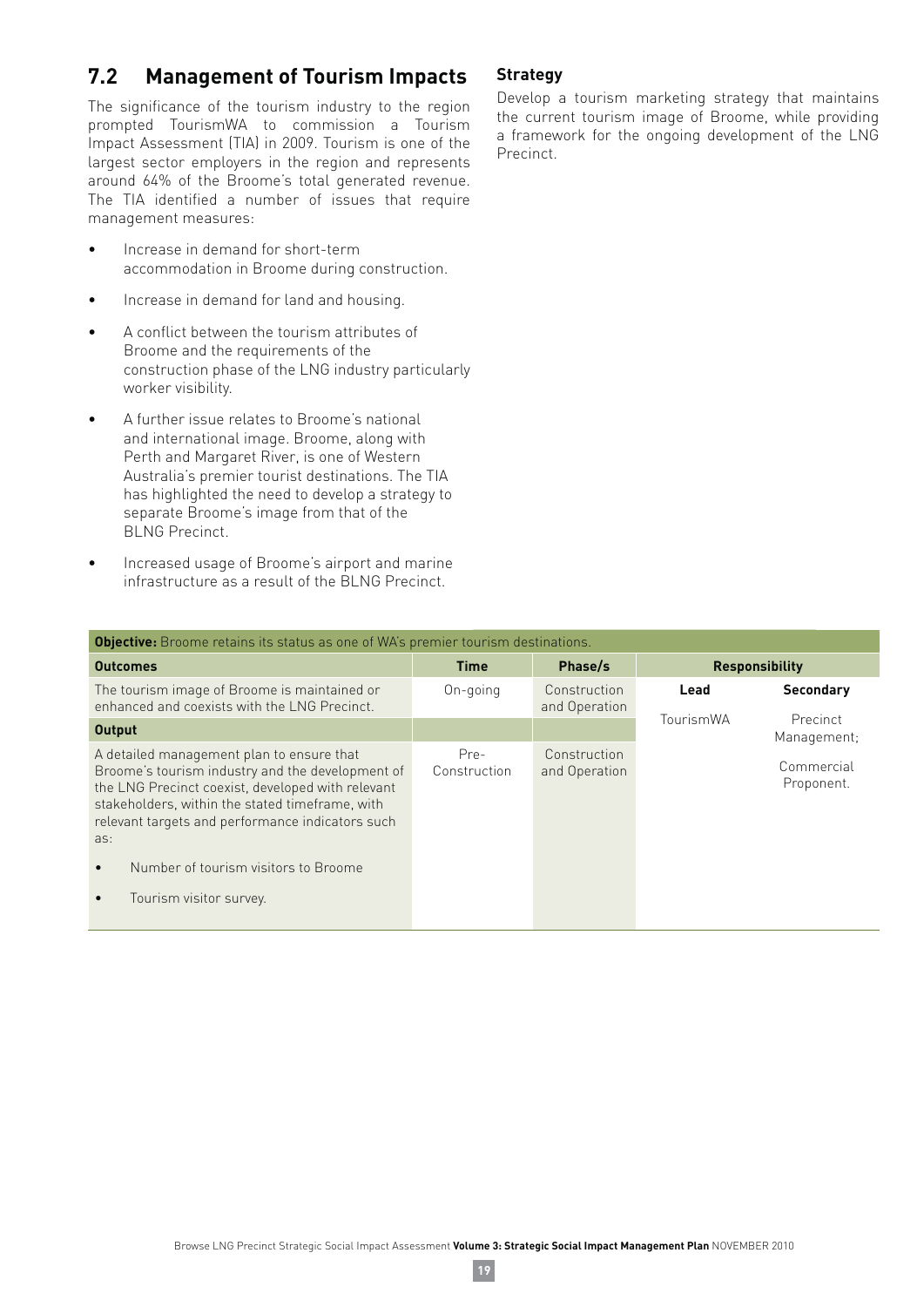## 7.2 Management of Tourism Impacts

The significance of the tourism industry to the region prompted TourismWA to commission a Tourism Impact Assessment (TIA) in 2009. Tourism is one of the largest sector employers in the region and represents around 64% of the Broome's total generated revenue. The TIA identified a number of issues that require management measures:

- Increase in demand for short-term accommodation in Broome during construction.
- Increase in demand for land and housing.
- A conflict between the tourism attributes of Broome and the requirements of the construction phase of the LNG industry particularly worker visibility.
- A further issue relates to Broome's national and international image. Broome, along with Perth and Margaret River, is one of Western Australia's premier tourist destinations. The TIA has highlighted the need to develop a strategy to separate Broome's image from that of the BLNG Precinct.
- Increased usage of Broome's airport and marine infrastructure as a result of the BLNG Precinct.

### Strategy

Develop a tourism marketing strategy that maintains the current tourism image of Broome, while providing a framework for the ongoing development of the LNG Precinct.

| **Objective:** Broome retains its status as one of WA's premier tourism destinations. | | | | |
|---|---|---|---|---|
| **Outcomes** | **Time** | **Phase/s** | **Responsibility** | |
| The tourism image of Broome is maintained or enhanced and coexists with the LNG Precinct. | On-going | Construction and Operation | **Lead** | **Secondary** |
| **Output** | | | TourismWA | Precinct Management; Commercial Proponent. |
| A detailed management plan to ensure that Broome's tourism industry and the development of the LNG Precinct coexist, developed with relevant stakeholders, within the stated timeframe, with relevant targets and performance indicators such as: <br>• Number of tourism visitors to Broome <br>• Tourism visitor survey. | Pre-Construction | Construction and Operation | | |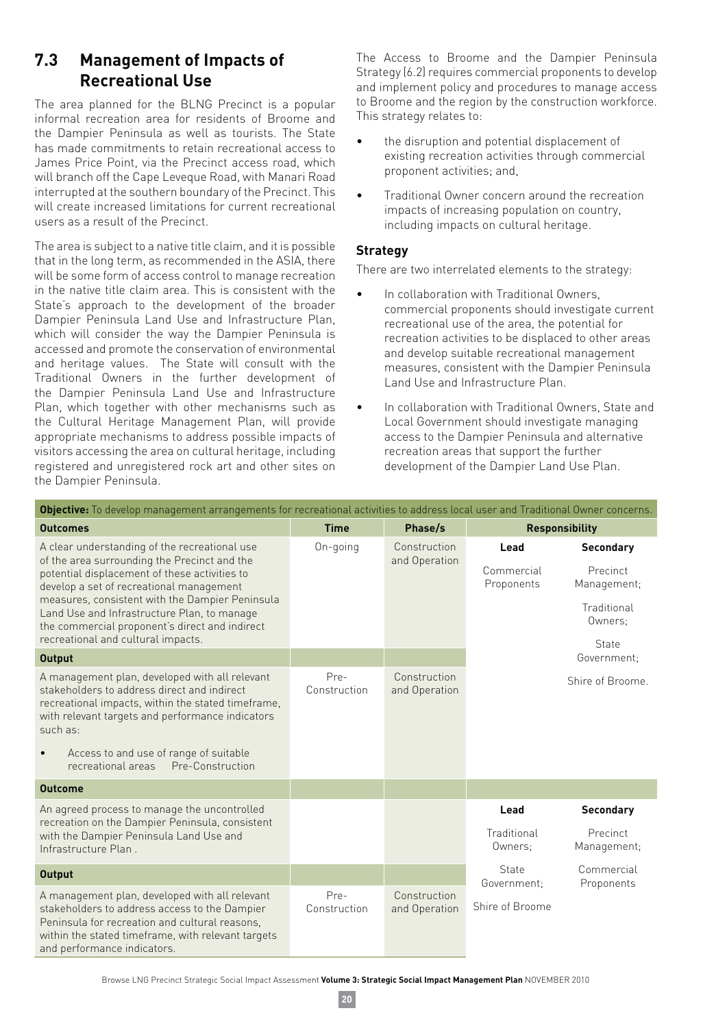## 7.3 Management of Impacts of Recreational Use

The area planned for the BLNG Precinct is a popular informal recreation area for residents of Broome and the Dampier Peninsula as well as tourists. The State has made commitments to retain recreational access to James Price Point, via the Precinct access road, which will branch off the Cape Leveque Road, with Manari Road interrupted at the southern boundary of the Precinct. This will create increased limitations for current recreational users as a result of the Precinct.

The area is subject to a native title claim, and it is possible that in the long term, as recommended in the ASIA, there will be some form of access control to manage recreation in the native title claim area. This is consistent with the State's approach to the development of the broader Dampier Peninsula Land Use and Infrastructure Plan, which will consider the way the Dampier Peninsula is accessed and promote the conservation of environmental and heritage values. The State will consult with the Traditional Owners in the further development of the Dampier Peninsula Land Use and Infrastructure Plan, which together with other mechanisms such as the Cultural Heritage Management Plan, will provide appropriate mechanisms to address possible impacts of visitors accessing the area on cultural heritage, including registered and unregistered rock art and other sites on the Dampier Peninsula.

The Access to Broome and the Dampier Peninsula Strategy (6.2) requires commercial proponents to develop and implement policy and procedures to manage access to Broome and the region by the construction workforce. This strategy relates to:

- the disruption and potential displacement of existing recreation activities through commercial proponent activities; and,
- Traditional Owner concern around the recreation impacts of increasing population on country, including impacts on cultural heritage.

### Strategy

There are two interrelated elements to the strategy:

- In collaboration with Traditional Owners, commercial proponents should investigate current recreational use of the area, the potential for recreation activities to be displaced to other areas and develop suitable recreational management measures, consistent with the Dampier Peninsula Land Use and Infrastructure Plan.
- In collaboration with Traditional Owners, State and Local Government should investigate managing access to the Dampier Peninsula and alternative recreation areas that support the further development of the Dampier Land Use Plan.

**Objective:** To develop management arrangements for recreational activities to address local user and Traditional Owner concerns.

| Outcomes | Time | Phase/s | Responsibility | |
|---|---|---|---|---|
| A clear understanding of the recreational use of the area surrounding the Precinct and the potential displacement of these activities to develop a set of recreational management measures, consistent with the Dampier Peninsula Land Use and Infrastructure Plan, to manage the commercial proponent's direct and indirect recreational and cultural impacts. | On-going | Construction and Operation | **Lead**<br>Commercial Proponents | **Secondary**<br>Precinct Management;<br>Traditional Owners;<br>State Government;<br>Shire of Broome. |
| **Output** | | | | |
| A management plan, developed with all relevant stakeholders to address direct and indirect recreational impacts, within the stated timeframe, with relevant targets and performance indicators such as:<br>• Access to and use of range of suitable recreational areas Pre-Construction | Pre-Construction | Construction and Operation | | |
| **Outcome** | | | | |
| An agreed process to manage the uncontrolled recreation on the Dampier Peninsula, consistent with the Dampier Peninsula Land Use and Infrastructure Plan . | | | **Lead**<br>Traditional Owners;<br>State Government;<br>Shire of Broome | **Secondary**<br>Precinct Management;<br>Commercial Proponents |
| **Output** | | | | |
| A management plan, developed with all relevant stakeholders to address access to the Dampier Peninsula for recreation and cultural reasons, within the stated timeframe, with relevant targets and performance indicators. | Pre-Construction | Construction and Operation | | |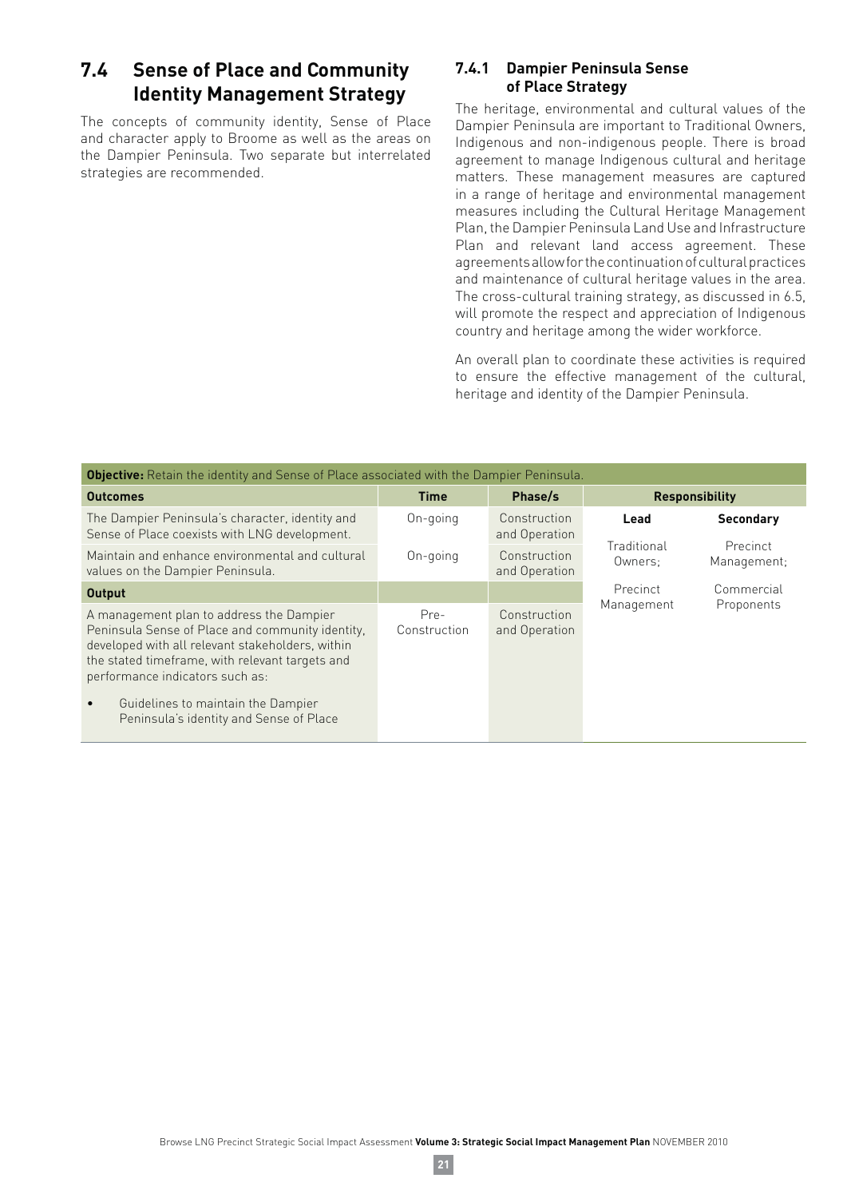## 7.4 Sense of Place and Community Identity Management Strategy

The concepts of community identity, Sense of Place and character apply to Broome as well as the areas on the Dampier Peninsula. Two separate but interrelated strategies are recommended.

### 7.4.1 Dampier Peninsula Sense of Place Strategy

The heritage, environmental and cultural values of the Dampier Peninsula are important to Traditional Owners, Indigenous and non-indigenous people. There is broad agreement to manage Indigenous cultural and heritage matters. These management measures are captured in a range of heritage and environmental management measures including the Cultural Heritage Management Plan, the Dampier Peninsula Land Use and Infrastructure Plan and relevant land access agreement. These agreements allow for the continuation of cultural practices and maintenance of cultural heritage values in the area. The cross-cultural training strategy, as discussed in 6.5, will promote the respect and appreciation of Indigenous country and heritage among the wider workforce.

An overall plan to coordinate these activities is required to ensure the effective management of the cultural, heritage and identity of the Dampier Peninsula.

| **Objective:** Retain the identity and Sense of Place associated with the Dampier Peninsula. | | | | |
|---|---|---|---|---|
| **Outcomes** | **Time** | **Phase/s** | **Responsibility** | |
| | | | **Lead** | **Secondary** |
| The Dampier Peninsula's character, identity and Sense of Place coexists with LNG development. | On-going | Construction and Operation | Traditional Owners; Precinct Management | Precinct Management; Commercial Proponents |
| Maintain and enhance environmental and cultural values on the Dampier Peninsula. | On-going | Construction and Operation | | |
| **Output** | | | | |
| A management plan to address the Dampier Peninsula Sense of Place and community identity, developed with all relevant stakeholders, within the stated timeframe, with relevant targets and performance indicators such as:<br>• Guidelines to maintain the Dampier Peninsula's identity and Sense of Place | Pre-Construction | Construction and Operation | | |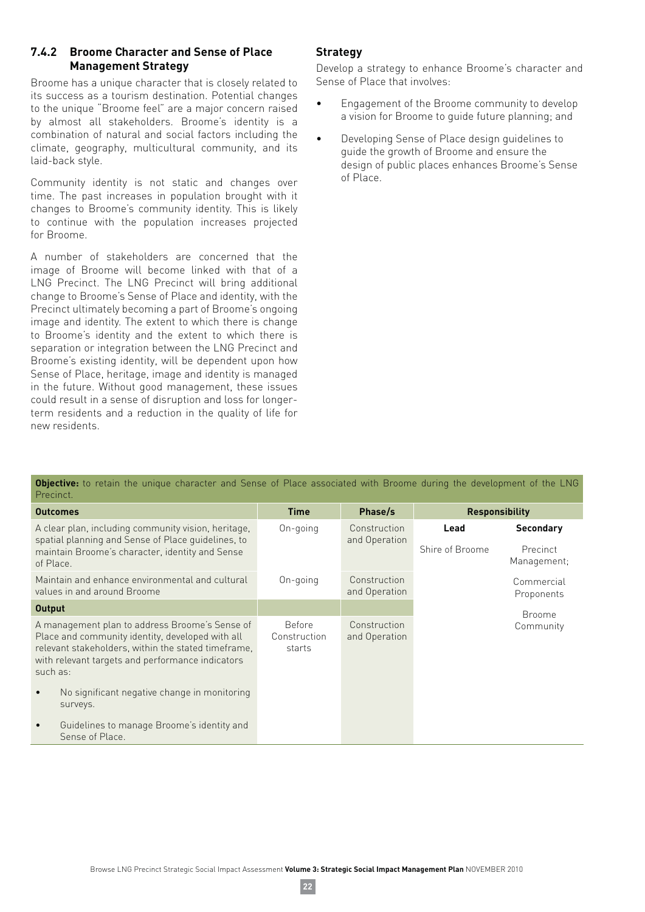### 7.4.2 Broome Character and Sense of Place Management Strategy

Broome has a unique character that is closely related to its success as a tourism destination. Potential changes to the unique "Broome feel" are a major concern raised by almost all stakeholders. Broome's identity is a combination of natural and social factors including the climate, geography, multicultural community, and its laid-back style.

Community identity is not static and changes over time. The past increases in population brought with it changes to Broome's community identity. This is likely to continue with the population increases projected for Broome.

A number of stakeholders are concerned that the image of Broome will become linked with that of a LNG Precinct. The LNG Precinct will bring additional change to Broome's Sense of Place and identity, with the Precinct ultimately becoming a part of Broome's ongoing image and identity. The extent to which there is change to Broome's identity and the extent to which there is separation or integration between the LNG Precinct and Broome's existing identity, will be dependent upon how Sense of Place, heritage, image and identity is managed in the future. Without good management, these issues could result in a sense of disruption and loss for longer-term residents and a reduction in the quality of life for new residents.

**Strategy**

Develop a strategy to enhance Broome's character and Sense of Place that involves:

- Engagement of the Broome community to develop a vision for Broome to guide future planning; and
- Developing Sense of Place design guidelines to guide the growth of Broome and ensure the design of public places enhances Broome's Sense of Place.

**Objective:** to retain the unique character and Sense of Place associated with Broome during the development of the LNG Precinct.

| Outcomes | Time | Phase/s | Responsibility | |
|---|---|---|---|---|
| | | | **Lead** | **Secondary** |
| A clear plan, including community vision, heritage, spatial planning and Sense of Place guidelines, to maintain Broome's character, identity and Sense of Place. | On-going | Construction and Operation | Shire of Broome | Precinct Management; Commercial Proponents; Broome Community |
| Maintain and enhance environmental and cultural values in and around Broome | On-going | Construction and Operation | | |
| **Output** | | | | |
| A management plan to address Broome's Sense of Place and community identity, developed with all relevant stakeholders, within the stated timeframe, with relevant targets and performance indicators such as:<br>• No significant negative change in monitoring surveys.<br>• Guidelines to manage Broome's identity and Sense of Place. | Before Construction starts | Construction and Operation | | |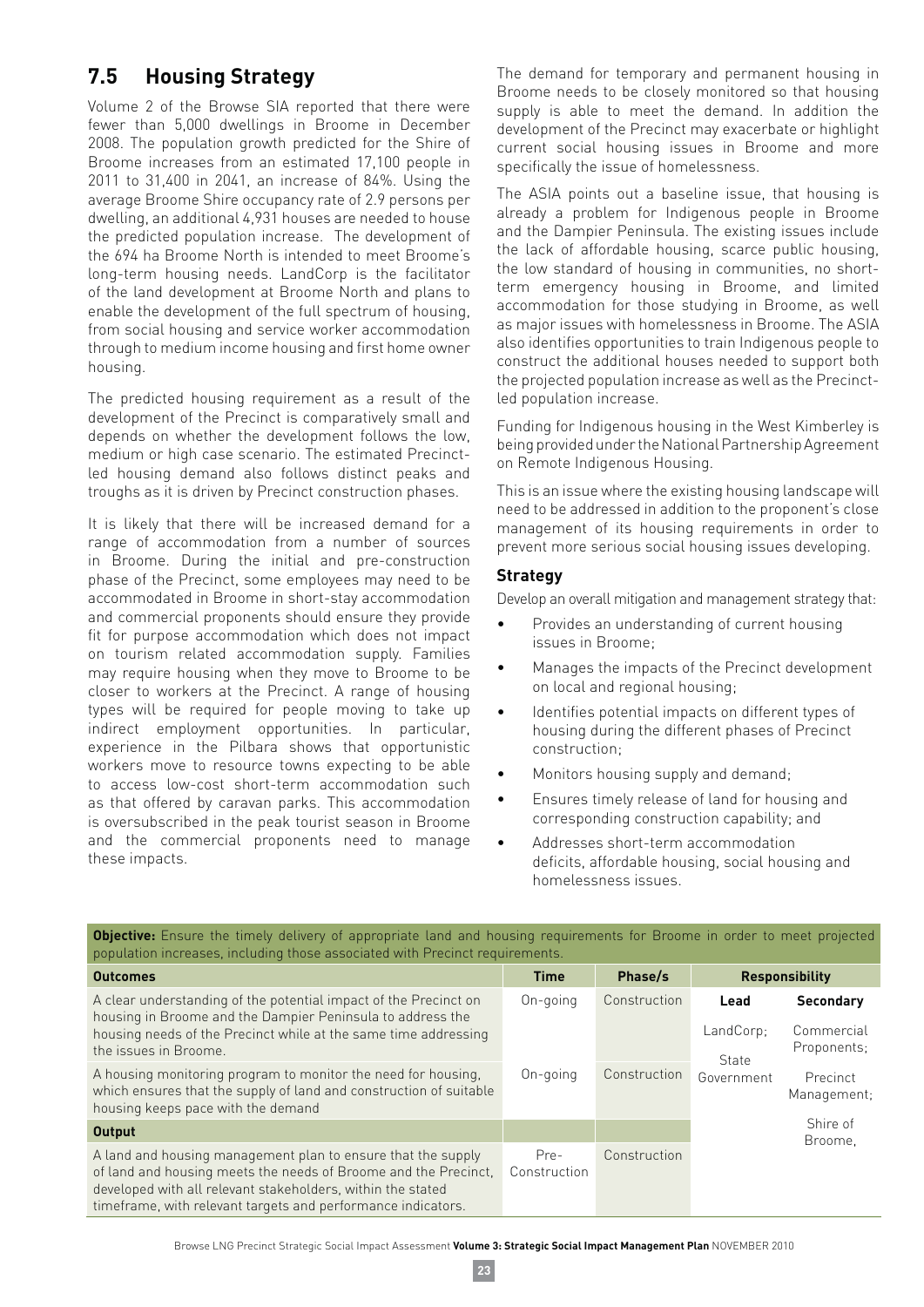## 7.5 Housing Strategy

Volume 2 of the Browse SIA reported that there were fewer than 5,000 dwellings in Broome in December 2008. The population growth predicted for the Shire of Broome increases from an estimated 17,100 people in 2011 to 31,400 in 2041, an increase of 84%. Using the average Broome Shire occupancy rate of 2.9 persons per dwelling, an additional 4,931 houses are needed to house the predicted population increase. The development of the 694 ha Broome North is intended to meet Broome's long-term housing needs. LandCorp is the facilitator of the land development at Broome North and plans to enable the development of the full spectrum of housing, from social housing and service worker accommodation through to medium income housing and first home owner housing.

The predicted housing requirement as a result of the development of the Precinct is comparatively small and depends on whether the development follows the low, medium or high case scenario. The estimated Precinct-led housing demand also follows distinct peaks and troughs as it is driven by Precinct construction phases.

It is likely that there will be increased demand for a range of accommodation from a number of sources in Broome. During the initial and pre-construction phase of the Precinct, some employees may need to be accommodated in Broome in short-stay accommodation and commercial proponents should ensure they provide fit for purpose accommodation which does not impact on tourism related accommodation supply. Families may require housing when they move to Broome to be closer to workers at the Precinct. A range of housing types will be required for people moving to take up indirect employment opportunities. In particular, experience in the Pilbara shows that opportunistic workers move to resource towns expecting to be able to access low-cost short-term accommodation such as that offered by caravan parks. This accommodation is oversubscribed in the peak tourist season in Broome and the commercial proponents need to manage these impacts.

The demand for temporary and permanent housing in Broome needs to be closely monitored so that housing supply is able to meet the demand. In addition the development of the Precinct may exacerbate or highlight current social housing issues in Broome and more specifically the issue of homelessness.

The ASIA points out a baseline issue, that housing is already a problem for Indigenous people in Broome and the Dampier Peninsula. The existing issues include the lack of affordable housing, scarce public housing, the low standard of housing in communities, no short-term emergency housing in Broome, and limited accommodation for those studying in Broome, as well as major issues with homelessness in Broome. The ASIA also identifies opportunities to train Indigenous people to construct the additional houses needed to support both the projected population increase as well as the Precinct-led population increase.

Funding for Indigenous housing in the West Kimberley is being provided under the National Partnership Agreement on Remote Indigenous Housing.

This is an issue where the existing housing landscape will need to be addressed in addition to the proponent's close management of its housing requirements in order to prevent more serious social housing issues developing.

### Strategy

Develop an overall mitigation and management strategy that:

- Provides an understanding of current housing issues in Broome;
- Manages the impacts of the Precinct development on local and regional housing;
- Identifies potential impacts on different types of housing during the different phases of Precinct construction;
- Monitors housing supply and demand;
- Ensures timely release of land for housing and corresponding construction capability; and
- Addresses short-term accommodation deficits, affordable housing, social housing and homelessness issues.

**Objective:** Ensure the timely delivery of appropriate land and housing requirements for Broome in order to meet projected population increases, including those associated with Precinct requirements.

| Outcomes | Time | Phase/s | Responsibility | |
|---|---|---|---|---|
| | | | **Lead** | **Secondary** |
| A clear understanding of the potential impact of the Precinct on housing in Broome and the Dampier Peninsula to address the housing needs of the Precinct while at the same time addressing the issues in Broome. | On-going | Construction | LandCorp; State Government | Commercial Proponents; Precinct Management; Shire of Broome. |
| A housing monitoring program to monitor the need for housing, which ensures that the supply of land and construction of suitable housing keeps pace with the demand | On-going | Construction | | |
| **Output** | | | | |
| A land and housing management plan to ensure that the supply of land and housing meets the needs of Broome and the Precinct, developed with all relevant stakeholders, within the stated timeframe, with relevant targets and performance indicators. | Pre-Construction | Construction | | |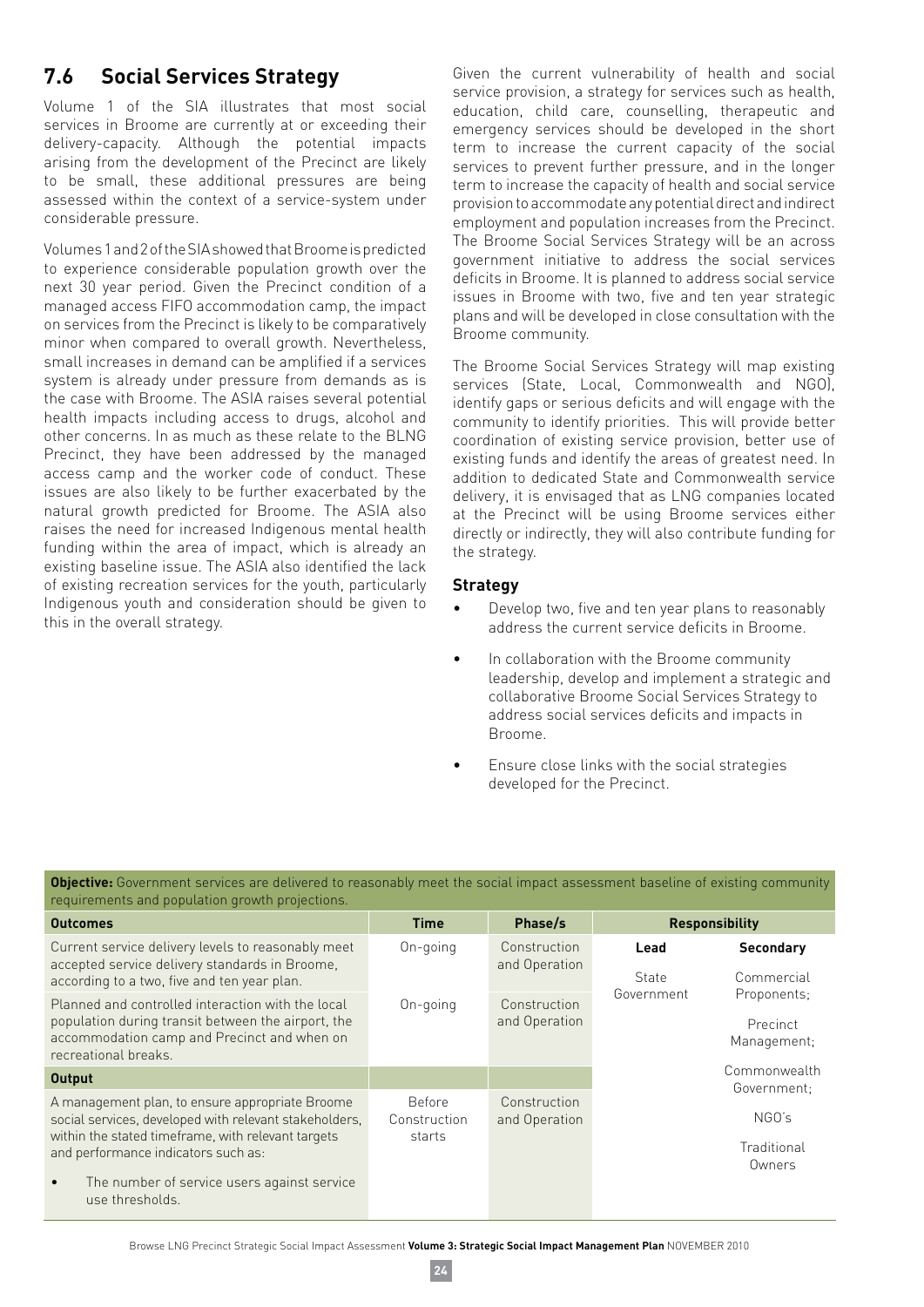## 7.6 Social Services Strategy

Volume 1 of the SIA illustrates that most social services in Broome are currently at or exceeding their delivery-capacity. Although the potential impacts arising from the development of the Precinct are likely to be small, these additional pressures are being assessed within the context of a service-system under considerable pressure.

Volumes 1 and 2 of the SIA showed that Broome is predicted to experience considerable population growth over the next 30 year period. Given the Precinct condition of a managed access FIFO accommodation camp, the impact on services from the Precinct is likely to be comparatively minor when compared to overall growth. Nevertheless, small increases in demand can be amplified if a services system is already under pressure from demands as is the case with Broome. The ASIA raises several potential health impacts including access to drugs, alcohol and other concerns. In as much as these relate to the BLNG Precinct, they have been addressed by the managed access camp and the worker code of conduct. These issues are also likely to be further exacerbated by the natural growth predicted for Broome. The ASIA also raises the need for increased Indigenous mental health funding within the area of impact, which is already an existing baseline issue. The ASIA also identified the lack of existing recreation services for the youth, particularly Indigenous youth and consideration should be given to this in the overall strategy.

Given the current vulnerability of health and social service provision, a strategy for services such as health, education, child care, counselling, therapeutic and emergency services should be developed in the short term to increase the current capacity of the social services to prevent further pressure, and in the longer term to increase the capacity of health and social service provision to accommodate any potential direct and indirect employment and population increases from the Precinct. The Broome Social Services Strategy will be an across government initiative to address the social services deficits in Broome. It is planned to address social service issues in Broome with two, five and ten year strategic plans and will be developed in close consultation with the Broome community.

The Broome Social Services Strategy will map existing services (State, Local, Commonwealth and NGO), identify gaps or serious deficits and will engage with the community to identify priorities. This will provide better coordination of existing service provision, better use of existing funds and identify the areas of greatest need. In addition to dedicated State and Commonwealth service delivery, it is envisaged that as LNG companies located at the Precinct will be using Broome services either directly or indirectly, they will also contribute funding for the strategy.

### Strategy

- Develop two, five and ten year plans to reasonably address the current service deficits in Broome.
- In collaboration with the Broome community leadership, develop and implement a strategic and collaborative Broome Social Services Strategy to address social services deficits and impacts in Broome.
- Ensure close links with the social strategies developed for the Precinct.

**Objective:** Government services are delivered to reasonably meet the social impact assessment baseline of existing community requirements and population growth projections.

| Outcomes | Time | Phase/s | Responsibility | |
|---|---|---|---|---|
| | | | **Lead** | **Secondary** |
| Current service delivery levels to reasonably meet accepted service delivery standards in Broome, according to a two, five and ten year plan. | On-going | Construction and Operation | State Government | Commercial Proponents; Precinct Management; Commonwealth Government; NGO's; Traditional Owners |
| Planned and controlled interaction with the local population during transit between the airport, the accommodation camp and Precinct and when on recreational breaks. | On-going | Construction and Operation | | |
| **Output** | | | | |
| A management plan, to ensure appropriate Broome social services, developed with relevant stakeholders, within the stated timeframe, with relevant targets and performance indicators such as:<br>• The number of service users against service use thresholds. | Before Construction starts | Construction and Operation | | |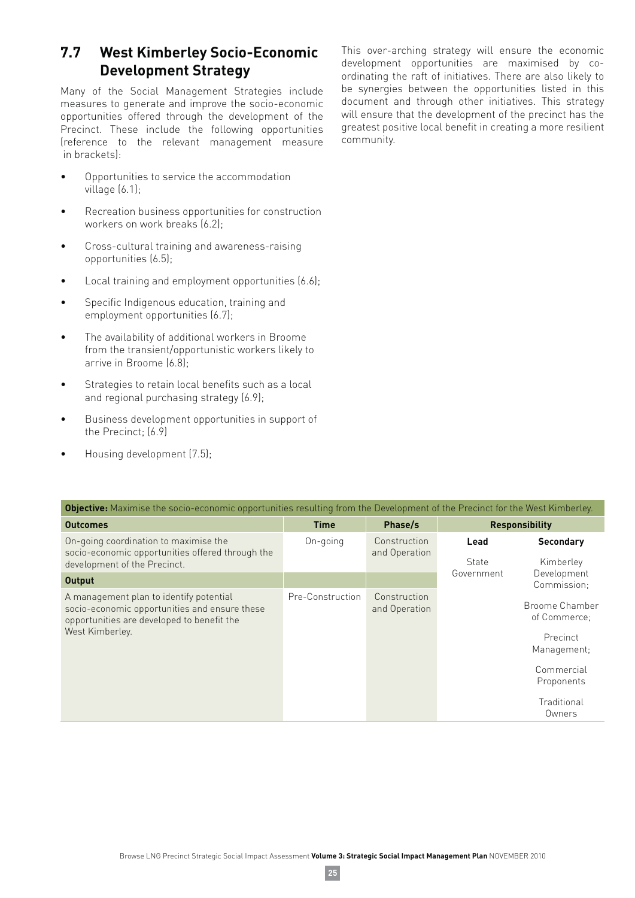## 7.7 West Kimberley Socio-Economic Development Strategy

Many of the Social Management Strategies include measures to generate and improve the socio-economic opportunities offered through the development of the Precinct. These include the following opportunities (reference to the relevant management measure in brackets):

- Opportunities to service the accommodation village (6.1);
- Recreation business opportunities for construction workers on work breaks (6.2);
- Cross-cultural training and awareness-raising opportunities (6.5);
- Local training and employment opportunities (6.6);
- Specific Indigenous education, training and employment opportunities (6.7);
- The availability of additional workers in Broome from the transient/opportunistic workers likely to arrive in Broome (6.8);
- Strategies to retain local benefits such as a local and regional purchasing strategy (6.9);
- Business development opportunities in support of the Precinct; (6.9)
- Housing development (7.5);

This over-arching strategy will ensure the economic development opportunities are maximised by co-ordinating the raft of initiatives. There are also likely to be synergies between the opportunities listed in this document and through other initiatives. This strategy will ensure that the development of the precinct has the greatest positive local benefit in creating a more resilient community.

| **Objective:** Maximise the socio-economic opportunities resulting from the Development of the Precinct for the West Kimberley. | | | | |
|---|---|---|---|---|
| **Outcomes** | **Time** | **Phase/s** | **Responsibility** | |
| On-going coordination to maximise the socio-economic opportunities offered through the development of the Precinct. | On-going | Construction and Operation | **Lead** | **Secondary** |
| **Output** | | | State Government | Kimberley Development Commission; Broome Chamber of Commerce; Precinct Management; Commercial Proponents; Traditional Owners |
| A management plan to identify potential socio-economic opportunities and ensure these opportunities are developed to benefit the West Kimberley. | Pre-Construction | Construction and Operation | | |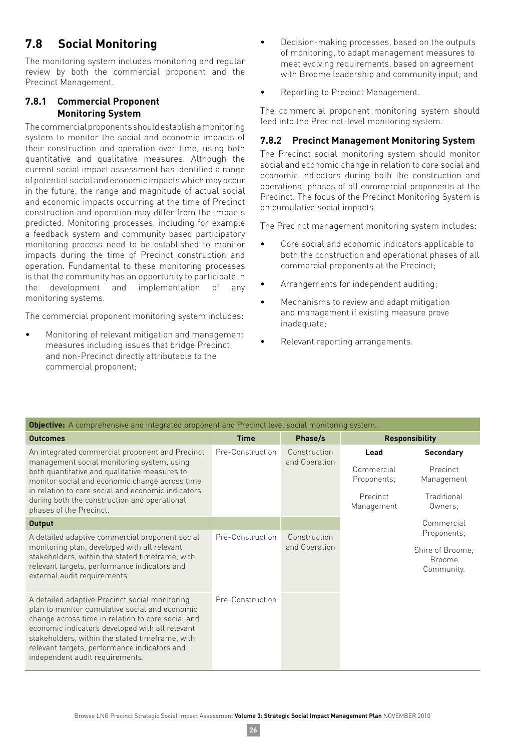## 7.8 Social Monitoring

The monitoring system includes monitoring and regular review by both the commercial proponent and the Precinct Management.

### 7.8.1 Commercial Proponent Monitoring System

The commercial proponents should establish a monitoring system to monitor the social and economic impacts of their construction and operation over time, using both quantitative and qualitative measures. Although the current social impact assessment has identified a range of potential social and economic impacts which may occur in the future, the range and magnitude of actual social and economic impacts occurring at the time of Precinct construction and operation may differ from the impacts predicted. Monitoring processes, including for example a feedback system and community based participatory monitoring process need to be established to monitor impacts during the time of Precinct construction and operation. Fundamental to these monitoring processes is that the community has an opportunity to participate in the development and implementation of any monitoring systems.

The commercial proponent monitoring system includes:

- Monitoring of relevant mitigation and management measures including issues that bridge Precinct and non-Precinct directly attributable to the commercial proponent;
- Decision-making processes, based on the outputs of monitoring, to adapt management measures to meet evolving requirements, based on agreement with Broome leadership and community input; and
- Reporting to Precinct Management.

The commercial proponent monitoring system should feed into the Precinct-level monitoring system.

### 7.8.2 Precinct Management Monitoring System

The Precinct social monitoring system should monitor social and economic change in relation to core social and economic indicators during both the construction and operational phases of all commercial proponents at the Precinct. The focus of the Precinct Monitoring System is on cumulative social impacts.

The Precinct management monitoring system includes:

- Core social and economic indicators applicable to both the construction and operational phases of all commercial proponents at the Precinct;
- Arrangements for independent auditing;
- Mechanisms to review and adapt mitigation and management if existing measure prove inadequate;
- Relevant reporting arrangements.

| **Objective:** A comprehensive and integrated proponent and Precinct level social monitoring system.. | | | | |
|---|---|---|---|---|
| **Outcomes** | **Time** | **Phase/s** | **Responsibility** | |
| | | | **Lead** | **Secondary** |
| An integrated commercial proponent and Precinct management social monitoring system, using both quantitative and qualitative measures to monitor social and economic change across time in relation to core social and economic indicators during both the construction and operational phases of the Precinct. | Pre-Construction | Construction and Operation | Commercial Proponents; Precinct Management | Precinct Management; Traditional Owners; Commercial Proponents; Shire of Broome; Broome Community. |
| **Output** | | | | |
| A detailed adaptive commercial proponent social monitoring plan, developed with all relevant stakeholders, within the stated timeframe, with relevant targets, performance indicators and external audit requirements | Pre-Construction | Construction and Operation | | |
| A detailed adaptive Precinct social monitoring plan to monitor cumulative social and economic change across time in relation to core social and economic indicators developed with all relevant stakeholders, within the stated timeframe, with relevant targets, performance indicators and independent audit requirements. | Pre-Construction | | | |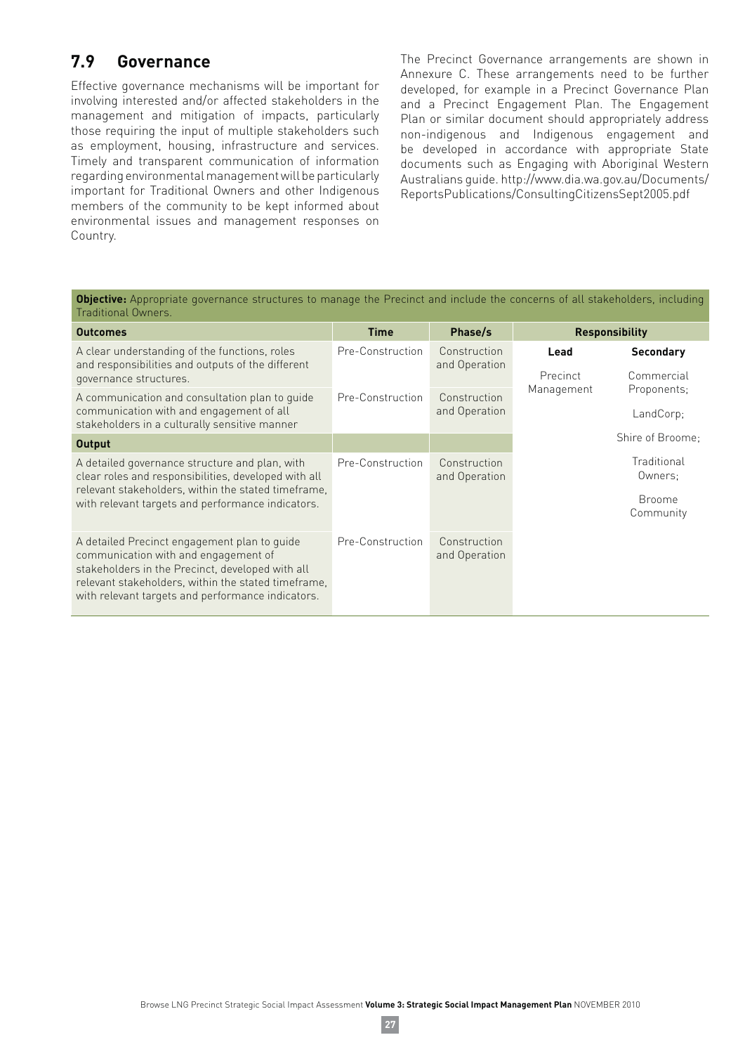## 7.9 Governance

Effective governance mechanisms will be important for involving interested and/or affected stakeholders in the management and mitigation of impacts, particularly those requiring the input of multiple stakeholders such as employment, housing, infrastructure and services. Timely and transparent communication of information regarding environmental management will be particularly important for Traditional Owners and other Indigenous members of the community to be kept informed about environmental issues and management responses on Country.

The Precinct Governance arrangements are shown in Annexure C. These arrangements need to be further developed, for example in a Precinct Governance Plan and a Precinct Engagement Plan. The Engagement Plan or similar document should appropriately address non-indigenous and Indigenous engagement and be developed in accordance with appropriate State documents such as Engaging with Aboriginal Western Australians guide. http://www.dia.wa.gov.au/Documents/ReportsPublications/ConsultingCitizensSept2005.pdf

**Objective:** Appropriate governance structures to manage the Precinct and include the concerns of all stakeholders, including Traditional Owners.

| Outcomes | Time | Phase/s | Responsibility | |
|---|---|---|---|---|
| | | | **Lead** | **Secondary** |
| A clear understanding of the functions, roles and responsibilities and outputs of the different governance structures. | Pre-Construction | Construction and Operation | Precinct Management | Commercial Proponents; LandCorp; Shire of Broome; Traditional Owners; Broome Community |
| A communication and consultation plan to guide communication with and engagement of all stakeholders in a culturally sensitive manner | Pre-Construction | Construction and Operation | | |
| **Output** | | | | |
| A detailed governance structure and plan, with clear roles and responsibilities, developed with all relevant stakeholders, within the stated timeframe, with relevant targets and performance indicators. | Pre-Construction | Construction and Operation | | |
| A detailed Precinct engagement plan to guide communication with and engagement of stakeholders in the Precinct, developed with all relevant stakeholders, within the stated timeframe, with relevant targets and performance indicators. | Pre-Construction | Construction and Operation | | |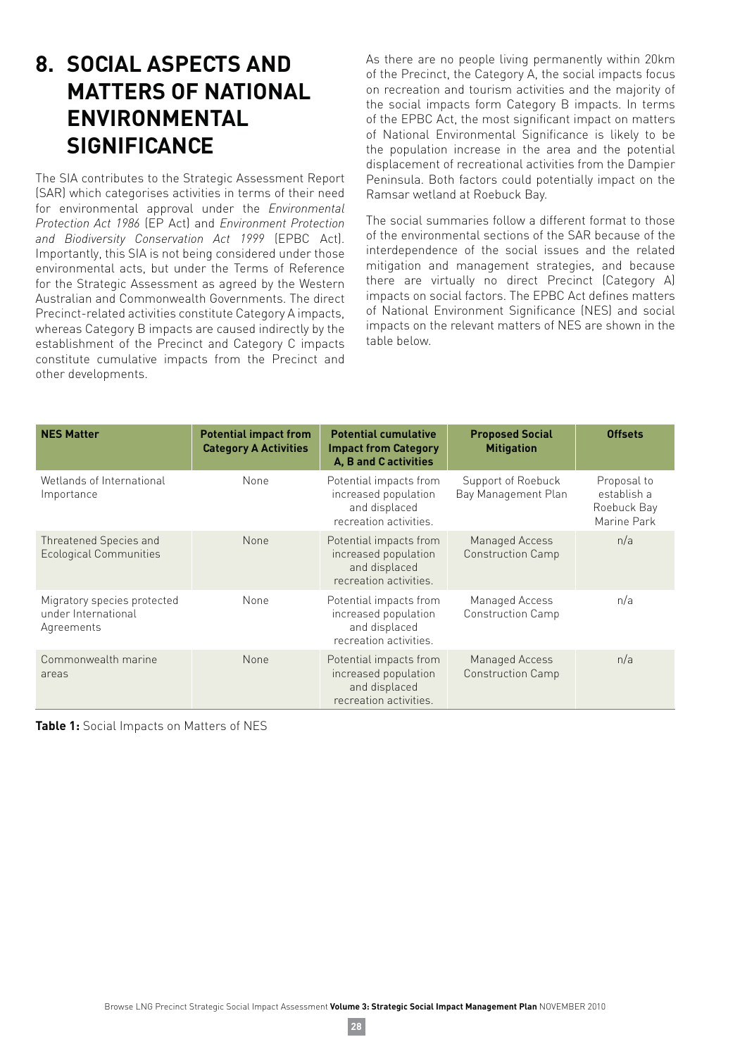# 8. SOCIAL ASPECTS AND MATTERS OF NATIONAL ENVIRONMENTAL SIGNIFICANCE

The SIA contributes to the Strategic Assessment Report (SAR) which categorises activities in terms of their need for environmental approval under the *Environmental Protection Act 1986* (EP Act) and *Environment Protection and Biodiversity Conservation Act 1999* (EPBC Act). Importantly, this SIA is not being considered under those environmental acts, but under the Terms of Reference for the Strategic Assessment as agreed by the Western Australian and Commonwealth Governments. The direct Precinct-related activities constitute Category A impacts, whereas Category B impacts are caused indirectly by the establishment of the Precinct and Category C impacts constitute cumulative impacts from the Precinct and other developments.

As there are no people living permanently within 20km of the Precinct, the Category A, the social impacts focus on recreation and tourism activities and the majority of the social impacts form Category B impacts. In terms of the EPBC Act, the most significant impact on matters of National Environmental Significance is likely to be the population increase in the area and the potential displacement of recreational activities from the Dampier Peninsula. Both factors could potentially impact on the Ramsar wetland at Roebuck Bay.

The social summaries follow a different format to those of the environmental sections of the SAR because of the interdependence of the social issues and the related mitigation and management strategies, and because there are virtually no direct Precinct (Category A) impacts on social factors. The EPBC Act defines matters of National Environment Significance (NES) and social impacts on the relevant matters of NES are shown in the table below.

| NES Matter | Potential impact from Category A Activities | Potential cumulative Impact from Category A, B and C activities | Proposed Social Mitigation | Offsets |
|---|---|---|---|---|
| Wetlands of International Importance | None | Potential impacts from increased population and displaced recreation activities. | Support of Roebuck Bay Management Plan | Proposal to establish a Roebuck Bay Marine Park |
| Threatened Species and Ecological Communities | None | Potential impacts from increased population and displaced recreation activities. | Managed Access Construction Camp | n/a |
| Migratory species protected under International Agreements | None | Potential impacts from increased population and displaced recreation activities. | Managed Access Construction Camp | n/a |
| Commonwealth marine areas | None | Potential impacts from increased population and displaced recreation activities. | Managed Access Construction Camp | n/a |

**Table 1:** Social Impacts on Matters of NES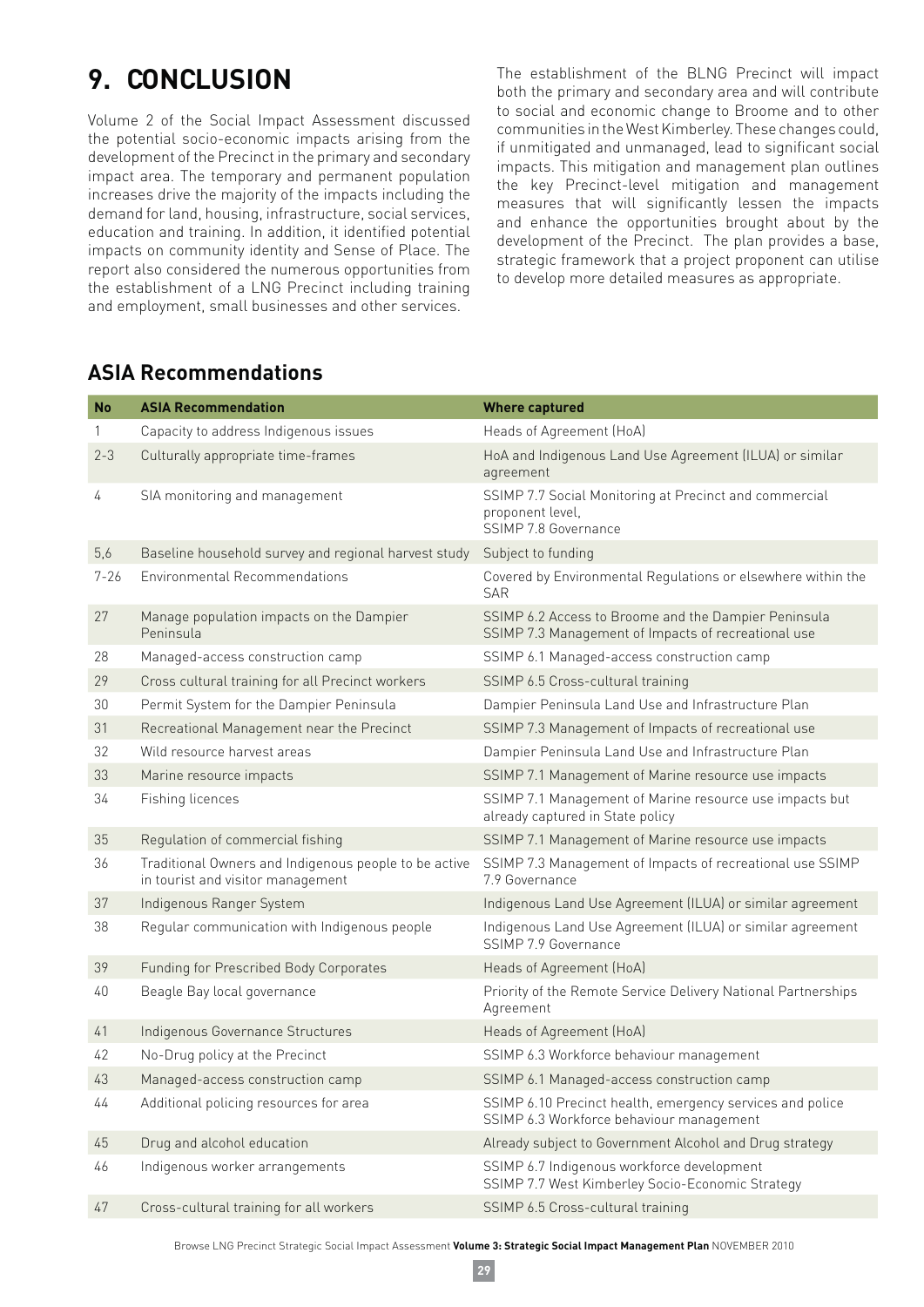# 9. CONCLUSION

Volume 2 of the Social Impact Assessment discussed the potential socio-economic impacts arising from the development of the Precinct in the primary and secondary impact area. The temporary and permanent population increases drive the majority of the impacts including the demand for land, housing, infrastructure, social services, education and training. In addition, it identified potential impacts on community identity and Sense of Place. The report also considered the numerous opportunities from the establishment of a LNG Precinct including training and employment, small businesses and other services.

The establishment of the BLNG Precinct will impact both the primary and secondary area and will contribute to social and economic change to Broome and to other communities in the West Kimberley. These changes could, if unmitigated and unmanaged, lead to significant social impacts. This mitigation and management plan outlines the key Precinct-level mitigation and management measures that will significantly lessen the impacts and enhance the opportunities brought about by the development of the Precinct. The plan provides a base, strategic framework that a project proponent can utilise to develop more detailed measures as appropriate.

## ASIA Recommendations

| No | ASIA Recommendation | Where captured |
|---|---|---|
| 1 | Capacity to address Indigenous issues | Heads of Agreement (HoA) |
| 2-3 | Culturally appropriate time-frames | HoA and Indigenous Land Use Agreement (ILUA) or similar agreement |
| 4 | SIA monitoring and management | SSIMP 7.7 Social Monitoring at Precinct and commercial proponent level,<br>SSIMP 7.8 Governance |
| 5,6 | Baseline household survey and regional harvest study | Subject to funding |
| 7-26 | Environmental Recommendations | Covered by Environmental Regulations or elsewhere within the SAR |
| 27 | Manage population impacts on the Dampier Peninsula | SSIMP 6.2 Access to Broome and the Dampier Peninsula<br>SSIMP 7.3 Management of Impacts of recreational use |
| 28 | Managed-access construction camp | SSIMP 6.1 Managed-access construction camp |
| 29 | Cross cultural training for all Precinct workers | SSIMP 6.5 Cross-cultural training |
| 30 | Permit System for the Dampier Peninsula | Dampier Peninsula Land Use and Infrastructure Plan |
| 31 | Recreational Management near the Precinct | SSIMP 7.3 Management of Impacts of recreational use |
| 32 | Wild resource harvest areas | Dampier Peninsula Land Use and Infrastructure Plan |
| 33 | Marine resource impacts | SSIMP 7.1 Management of Marine resource use impacts |
| 34 | Fishing licences | SSIMP 7.1 Management of Marine resource use impacts but already captured in State policy |
| 35 | Regulation of commercial fishing | SSIMP 7.1 Management of Marine resource use impacts |
| 36 | Traditional Owners and Indigenous people to be active in tourist and visitor management | SSIMP 7.3 Management of Impacts of recreational use SSIMP 7.9 Governance |
| 37 | Indigenous Ranger System | Indigenous Land Use Agreement (ILUA) or similar agreement |
| 38 | Regular communication with Indigenous people | Indigenous Land Use Agreement (ILUA) or similar agreement<br>SSIMP 7.9 Governance |
| 39 | Funding for Prescribed Body Corporates | Heads of Agreement (HoA) |
| 40 | Beagle Bay local governance | Priority of the Remote Service Delivery National Partnerships Agreement |
| 41 | Indigenous Governance Structures | Heads of Agreement (HoA) |
| 42 | No-Drug policy at the Precinct | SSIMP 6.3 Workforce behaviour management |
| 43 | Managed-access construction camp | SSIMP 6.1 Managed-access construction camp |
| 44 | Additional policing resources for area | SSIMP 6.10 Precinct health, emergency services and police<br>SSIMP 6.3 Workforce behaviour management |
| 45 | Drug and alcohol education | Already subject to Government Alcohol and Drug strategy |
| 46 | Indigenous worker arrangements | SSIMP 6.7 Indigenous workforce development<br>SSIMP 7.7 West Kimberley Socio-Economic Strategy |
| 47 | Cross-cultural training for all workers | SSIMP 6.5 Cross-cultural training |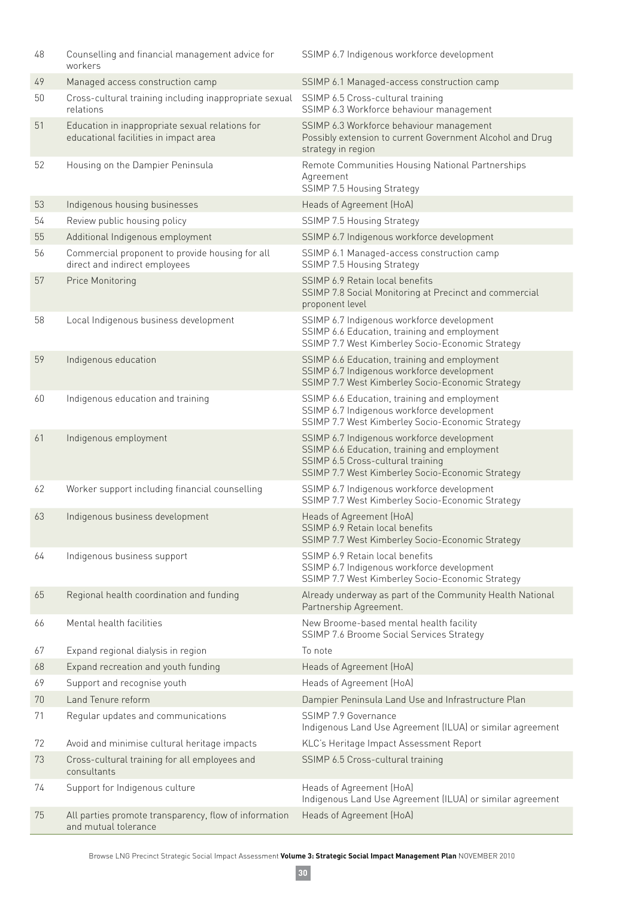| | | |
|---|---|---|
| 48 | Counselling and financial management advice for workers | SSIMP 6.7 Indigenous workforce development |
| 49 | Managed access construction camp | SSIMP 6.1 Managed-access construction camp |
| 50 | Cross-cultural training including inappropriate sexual relations | SSIMP 6.5 Cross-cultural training<br>SSIMP 6.3 Workforce behaviour management |
| 51 | Education in inappropriate sexual relations for educational facilities in impact area | SSIMP 6.3 Workforce behaviour management<br>Possibly extension to current Government Alcohol and Drug strategy in region |
| 52 | Housing on the Dampier Peninsula | Remote Communities Housing National Partnerships Agreement<br>SSIMP 7.5 Housing Strategy |
| 53 | Indigenous housing businesses | Heads of Agreement (HoA) |
| 54 | Review public housing policy | SSIMP 7.5 Housing Strategy |
| 55 | Additional Indigenous employment | SSIMP 6.7 Indigenous workforce development |
| 56 | Commercial proponent to provide housing for all direct and indirect employees | SSIMP 6.1 Managed-access construction camp<br>SSIMP 7.5 Housing Strategy |
| 57 | Price Monitoring | SSIMP 6.9 Retain local benefits<br>SSIMP 7.8 Social Monitoring at Precinct and commercial proponent level |
| 58 | Local Indigenous business development | SSIMP 6.7 Indigenous workforce development<br>SSIMP 6.6 Education, training and employment<br>SSIMP 7.7 West Kimberley Socio-Economic Strategy |
| 59 | Indigenous education | SSIMP 6.6 Education, training and employment<br>SSIMP 6.7 Indigenous workforce development<br>SSIMP 7.7 West Kimberley Socio-Economic Strategy |
| 60 | Indigenous education and training | SSIMP 6.6 Education, training and employment<br>SSIMP 6.7 Indigenous workforce development<br>SSIMP 7.7 West Kimberley Socio-Economic Strategy |
| 61 | Indigenous employment | SSIMP 6.7 Indigenous workforce development<br>SSIMP 6.6 Education, training and employment<br>SSIMP 6.5 Cross-cultural training<br>SSIMP 7.7 West Kimberley Socio-Economic Strategy |
| 62 | Worker support including financial counselling | SSIMP 6.7 Indigenous workforce development<br>SSIMP 7.7 West Kimberley Socio-Economic Strategy |
| 63 | Indigenous business development | Heads of Agreement (HoA)<br>SSIMP 6.9 Retain local benefits<br>SSIMP 7.7 West Kimberley Socio-Economic Strategy |
| 64 | Indigenous business support | SSIMP 6.9 Retain local benefits<br>SSIMP 6.7 Indigenous workforce development<br>SSIMP 7.7 West Kimberley Socio-Economic Strategy |
| 65 | Regional health coordination and funding | Already underway as part of the Community Health National Partnership Agreement. |
| 66 | Mental health facilities | New Broome-based mental health facility<br>SSIMP 7.6 Broome Social Services Strategy |
| 67 | Expand regional dialysis in region | To note |
| 68 | Expand recreation and youth funding | Heads of Agreement (HoA) |
| 69 | Support and recognise youth | Heads of Agreement (HoA) |
| 70 | Land Tenure reform | Dampier Peninsula Land Use and Infrastructure Plan |
| 71 | Regular updates and communications | SSIMP 7.9 Governance<br>Indigenous Land Use Agreement (ILUA) or similar agreement |
| 72 | Avoid and minimise cultural heritage impacts | KLC's Heritage Impact Assessment Report |
| 73 | Cross-cultural training for all employees and consultants | SSIMP 6.5 Cross-cultural training |
| 74 | Support for Indigenous culture | Heads of Agreement (HoA)<br>Indigenous Land Use Agreement (ILUA) or similar agreement |
| 75 | All parties promote transparency, flow of information and mutual tolerance | Heads of Agreement (HoA) |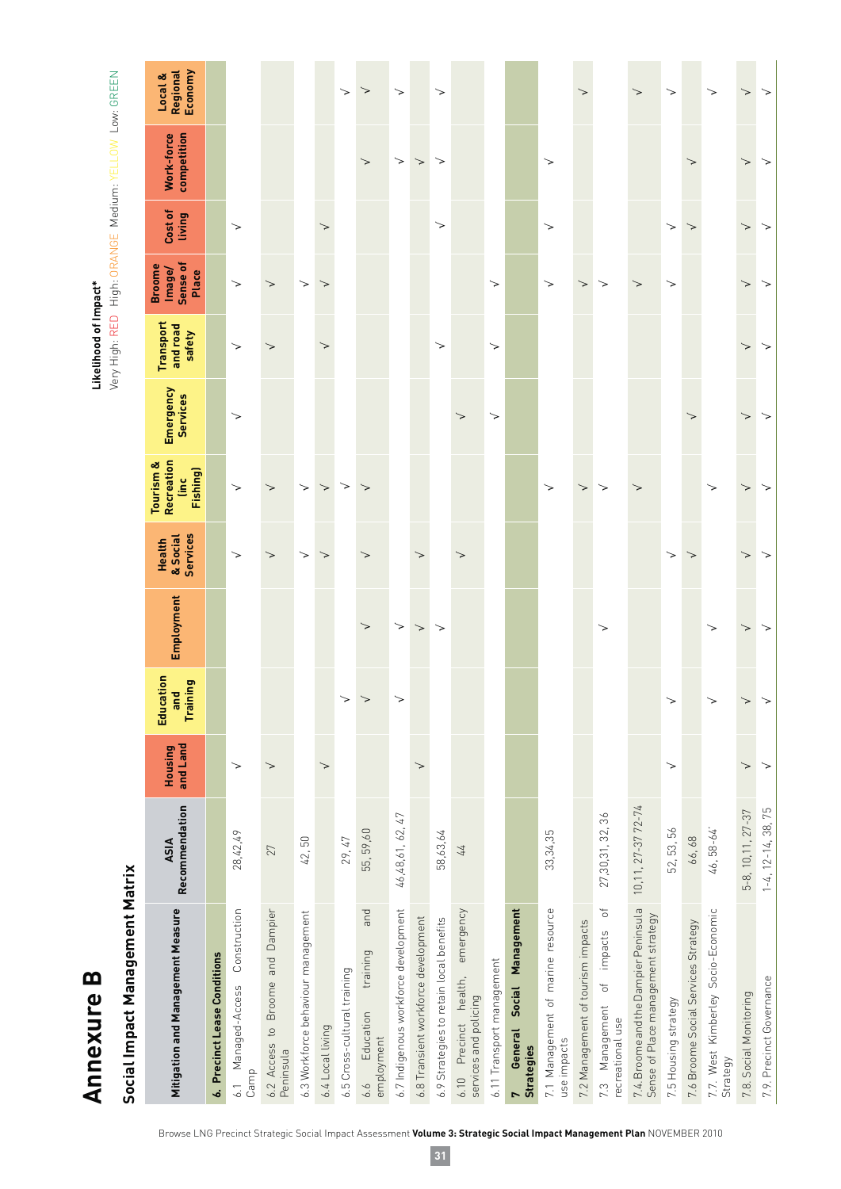# Annexure B

## Social Impact Management Matrix

**Likelihood of Impact***
Very High: RED High: ORANGE Medium: YELLOW Low: GREEN

| Mitigation and Management Measure | ASIA Recommendation | Housing and Land | Education and Training | Employment | Health & Social Services | Tourism & Recreation (inc Fishing) | Emergency Services | Transport and road safety | Broome Image/ Sense of Place | Cost of living | Work-force competition | Local & Regional Economy |
|---|---|---|---|---|---|---|---|---|---|---|---|---|
| **6. Precinct Lease Conditions** | | | | | | | | | | | | |
| 6.1 Managed-Access Construction Camp | 28,42,49 | √ | | | √ | √ | √ | √ | √ | √ | | |
| 6.2 Access to Broome and Dampier Peninsula | 27 | √ | | | √ | √ | | √ | √ | | | |
| 6.3 Workforce behaviour management | 42, 50 | | | | √ | √ | | | √ | | | |
| 6.4 Local living | | √ | | | √ | √ | | √ | √ | √ | | |
| 6.5 Cross-cultural training | 29, 47 | | √ | | | √ | | | | | | √ |
| 6.6 Education training and employment | 55, 59,60 | | √ | √ | √ | √ | | | | | √ | √ |
| 6.7 Indigenous workforce development | 46,48,61, 62, 47 | | √ | √ | | | | | | | √ | √ |
| 6.8 Transient workforce development | | √ | | √ | √ | | | | | | √ | |
| 6.9 Strategies to retain local benefits | 58,63,64 | | | √ | | | | √ | | √ | √ | √ |
| 6.10 Precinct health, emergency services and policing | 44 | | | | √ | | √ | | | | | |
| 6.11 Transport management | | | | | | | √ | √ | √ | | | |
| **7 General Social Management Strategies** | | | | | | | | | | | | |
| 7.1 Management of marine resource use impacts | 33,34,35 | | | | | √ | | | √ | √ | √ | |
| 7.2 Management of tourism impacts | | | | | | √ | | | √ | | | √ |
| 7.3 Management of impacts of recreational use | 27,30,31, 32, 36 | | | √ | | √ | | | √ | | | |
| 7.4. Broome and the Dampier Peninsula Sense of Place management strategy | 10,11, 27-37 72-74 | | | | | √ | | | √ | | | √ |
| 7.5 Housing strategy | 52, 53, 56 | √ | √ | | √ | | | | √ | √ | | √ |
| 7.6 Broome Social Services Strategy | 66, 68 | | | | √ | | √ | | | √ | √ | |
| 7.7. West Kimberley Socio-Economic Strategy | 46, 58-64 | | √ | √ | | √ | | | | | | √ |
| 7.8. Social Monitoring | 5-8, 10,11, 27-37 | √ | √ | √ | √ | √ | √ | √ | √ | √ | √ | √ |
| 7.9. Precinct Governance | 1-4, 12-14, 38, 75 | √ | √ | √ | √ | √ | √ | √ | √ | √ | √ | √ |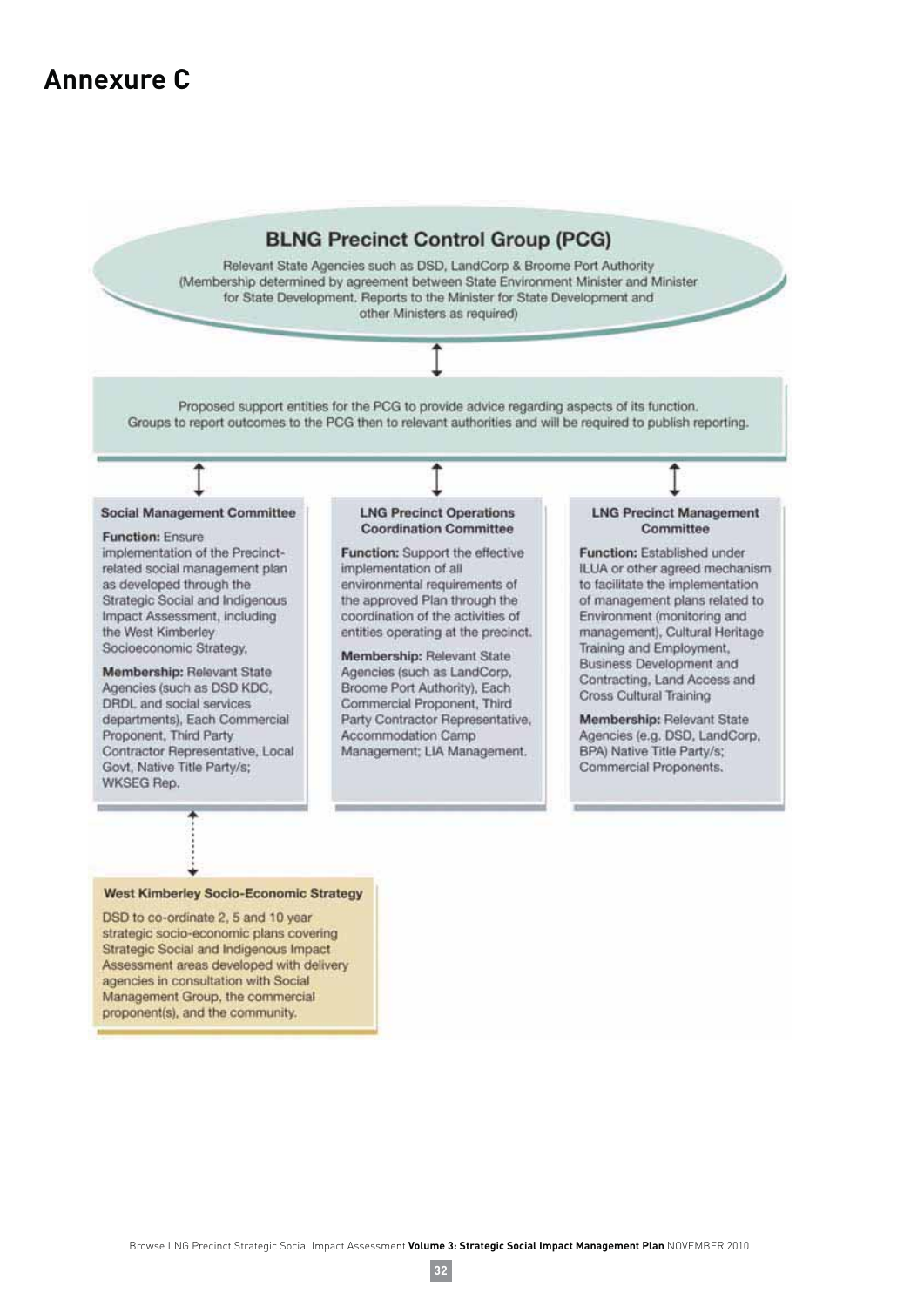## Annexure C

### BLNG Precinct Control Group (PCG)

Relevant State Agencies such as DSD, LandCorp & Broome Port Authority (Membership determined by agreement between State Environment Minister and Minister for State Development. Reports to the Minister for State Development and other Ministers as required)

↕

Proposed support entities for the PCG to provide advice regarding aspects of its function. Groups to report outcomes to the PCG then to relevant authorities and will be required to publish reporting.

↕

#### Social Management Committee

**Function:** Ensure implementation of the Precinct-related social management plan as developed through the Strategic Social and Indigenous Impact Assessment, including the West Kimberley Socioeconomic Strategy.

**Membership:** Relevant State Agencies (such as DSD KDC, DRDL and social services departments), Each Commercial Proponent, Third Party Contractor Representative, Local Govt, Native Title Party/s; WKSEG Rep.

#### LNG Precinct Operations Coordination Committee

**Function:** Support the effective implementation of all environmental requirements of the approved Plan through the coordination of the activities of entities operating at the precinct.

**Membership:** Relevant State Agencies (such as LandCorp, Broome Port Authority), Each Commercial Proponent, Third Party Contractor Representative, Accommodation Camp Management; LIA Management.

#### LNG Precinct Management Committee

**Function:** Established under ILUA or other agreed mechanism to facilitate the implementation of management plans related to Environment (monitoring and management), Cultural Heritage Training and Employment, Business Development and Contracting, Land Access and Cross Cultural Training

**Membership:** Relevant State Agencies (e.g. DSD, LandCorp, BPA) Native Title Party/s; Commercial Proponents.

↕ (Social Management Committee)

#### West Kimberley Socio-Economic Strategy

DSD to co-ordinate 2, 5 and 10 year strategic socio-economic plans covering Strategic Social and Indigenous Impact Assessment areas developed with delivery agencies in consultation with Social Management Group, the commercial proponent(s), and the community.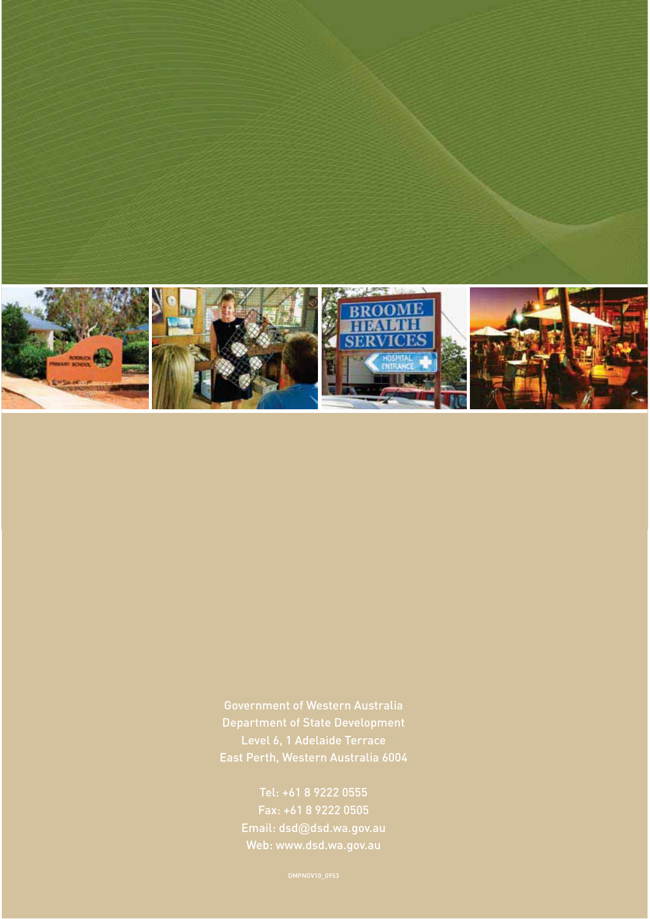Government of Western Australia
Department of State Development
Level 6, 1 Adelaide Terrace
East Perth, Western Australia 6004

Tel: +61 8 9222 0555
Fax: +61 8 9222 0505
Email: dsd@dsd.wa.gov.au
Web: www.dsd.wa.gov.au

DMPNOV10_0953